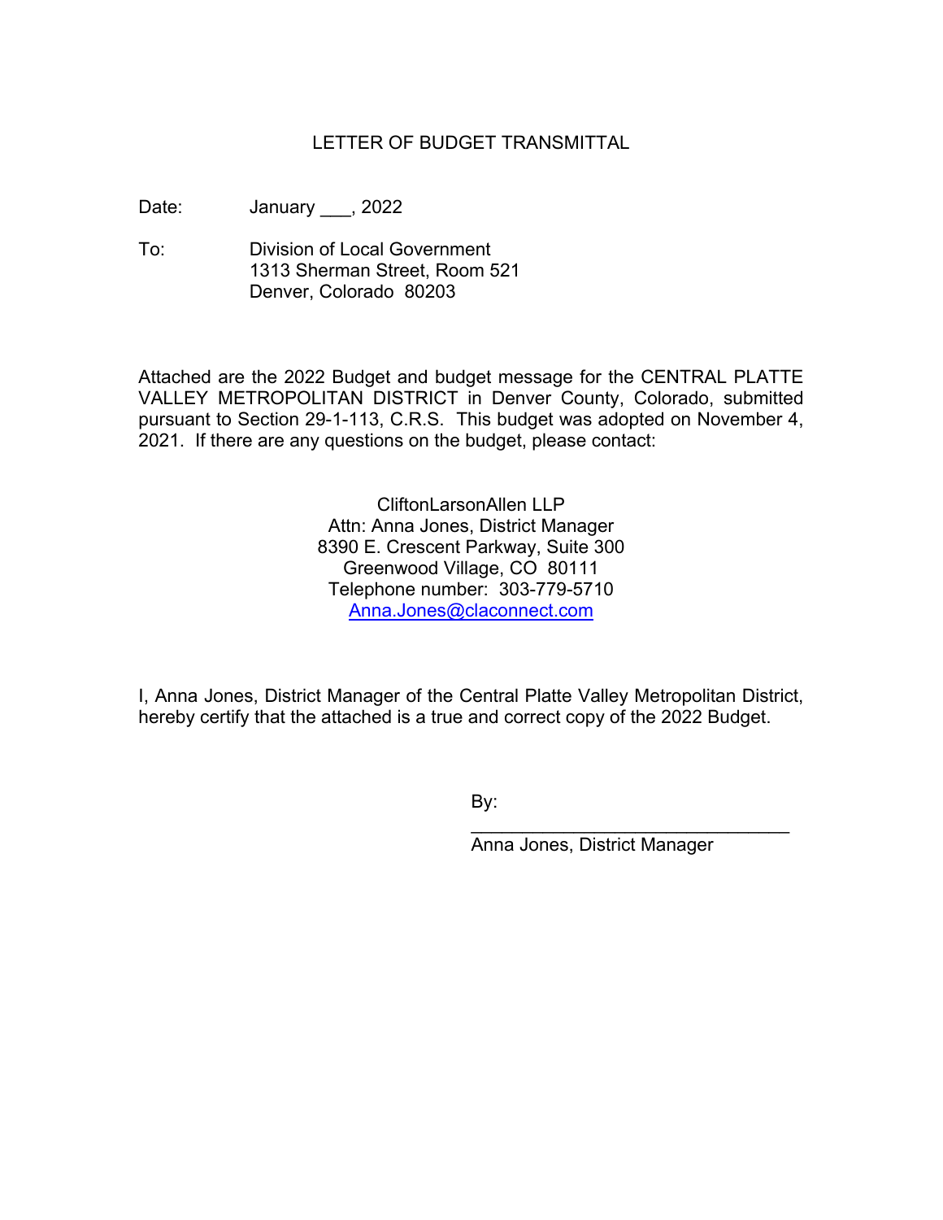# LETTER OF BUDGET TRANSMITTAL

Date: January ___, 2022

To: Division of Local Government
1313 Sherman Street, Room 521
Denver, Colorado 80203

Attached are the 2022 Budget and budget message for the CENTRAL PLATTE VALLEY METROPOLITAN DISTRICT in Denver County, Colorado, submitted pursuant to Section 29-1-113, C.R.S. This budget was adopted on November 4, 2021. If there are any questions on the budget, please contact:

CliftonLarsonAllen LLP
Attn: Anna Jones, District Manager
8390 E. Crescent Parkway, Suite 300
Greenwood Village, CO 80111
Telephone number: 303-779-5710
Anna.Jones@claconnect.com

I, Anna Jones, District Manager of the Central Platte Valley Metropolitan District, hereby certify that the attached is a true and correct copy of the 2022 Budget.

By: ________________________________
Anna Jones, District Manager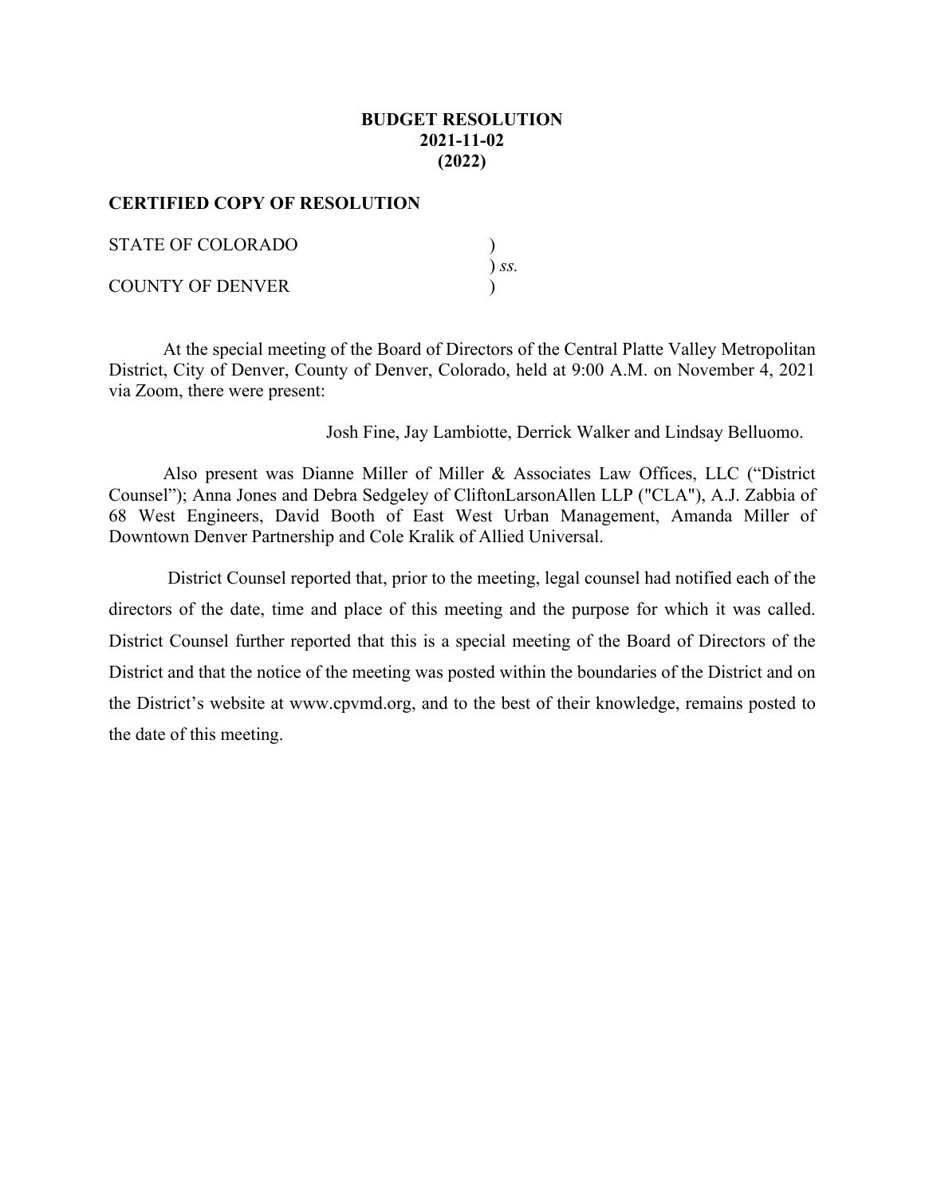**BUDGET RESOLUTION**
**2021-11-02**
**(2022)**

**CERTIFIED COPY OF RESOLUTION**

STATE OF COLORADO )
) *ss.*
COUNTY OF DENVER )

At the special meeting of the Board of Directors of the Central Platte Valley Metropolitan District, City of Denver, County of Denver, Colorado, held at 9:00 A.M. on November 4, 2021 via Zoom, there were present:

Josh Fine, Jay Lambiotte, Derrick Walker and Lindsay Belluomo.

Also present was Dianne Miller of Miller & Associates Law Offices, LLC ("District Counsel"); Anna Jones and Debra Sedgeley of CliftonLarsonAllen LLP ("CLA"), A.J. Zabbia of 68 West Engineers, David Booth of East West Urban Management, Amanda Miller of Downtown Denver Partnership and Cole Kralik of Allied Universal.

District Counsel reported that, prior to the meeting, legal counsel had notified each of the directors of the date, time and place of this meeting and the purpose for which it was called. District Counsel further reported that this is a special meeting of the Board of Directors of the District and that the notice of the meeting was posted within the boundaries of the District and on the District's website at www.cpvmd.org, and to the best of their knowledge, remains posted to the date of this meeting.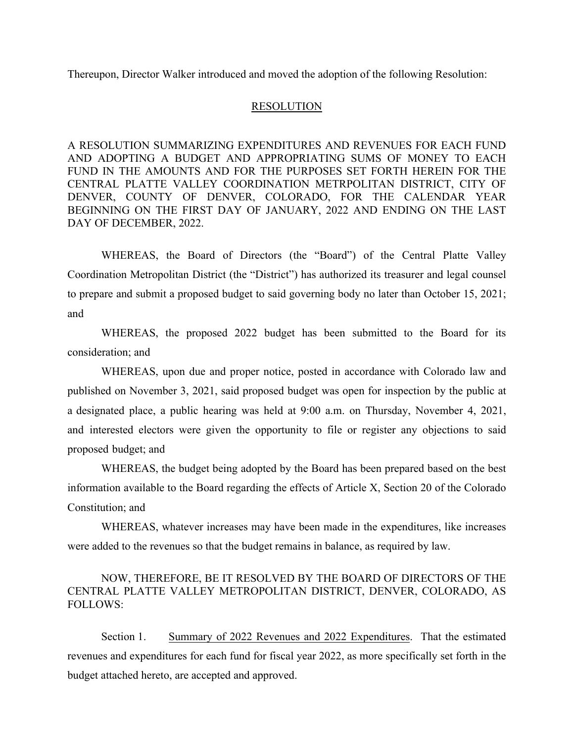Thereupon, Director Walker introduced and moved the adoption of the following Resolution:

## RESOLUTION

A RESOLUTION SUMMARIZING EXPENDITURES AND REVENUES FOR EACH FUND AND ADOPTING A BUDGET AND APPROPRIATING SUMS OF MONEY TO EACH FUND IN THE AMOUNTS AND FOR THE PURPOSES SET FORTH HEREIN FOR THE CENTRAL PLATTE VALLEY COORDINATION METRPOLITAN DISTRICT, CITY OF DENVER, COUNTY OF DENVER, COLORADO, FOR THE CALENDAR YEAR BEGINNING ON THE FIRST DAY OF JANUARY, 2022 AND ENDING ON THE LAST DAY OF DECEMBER, 2022.

WHEREAS, the Board of Directors (the "Board") of the Central Platte Valley Coordination Metropolitan District (the "District") has authorized its treasurer and legal counsel to prepare and submit a proposed budget to said governing body no later than October 15, 2021; and

WHEREAS, the proposed 2022 budget has been submitted to the Board for its consideration; and

WHEREAS, upon due and proper notice, posted in accordance with Colorado law and published on November 3, 2021, said proposed budget was open for inspection by the public at a designated place, a public hearing was held at 9:00 a.m. on Thursday, November 4, 2021, and interested electors were given the opportunity to file or register any objections to said proposed budget; and

WHEREAS, the budget being adopted by the Board has been prepared based on the best information available to the Board regarding the effects of Article X, Section 20 of the Colorado Constitution; and

WHEREAS, whatever increases may have been made in the expenditures, like increases were added to the revenues so that the budget remains in balance, as required by law.

NOW, THEREFORE, BE IT RESOLVED BY THE BOARD OF DIRECTORS OF THE CENTRAL PLATTE VALLEY METROPOLITAN DISTRICT, DENVER, COLORADO, AS FOLLOWS:

Section 1. Summary of 2022 Revenues and 2022 Expenditures. That the estimated revenues and expenditures for each fund for fiscal year 2022, as more specifically set forth in the budget attached hereto, are accepted and approved.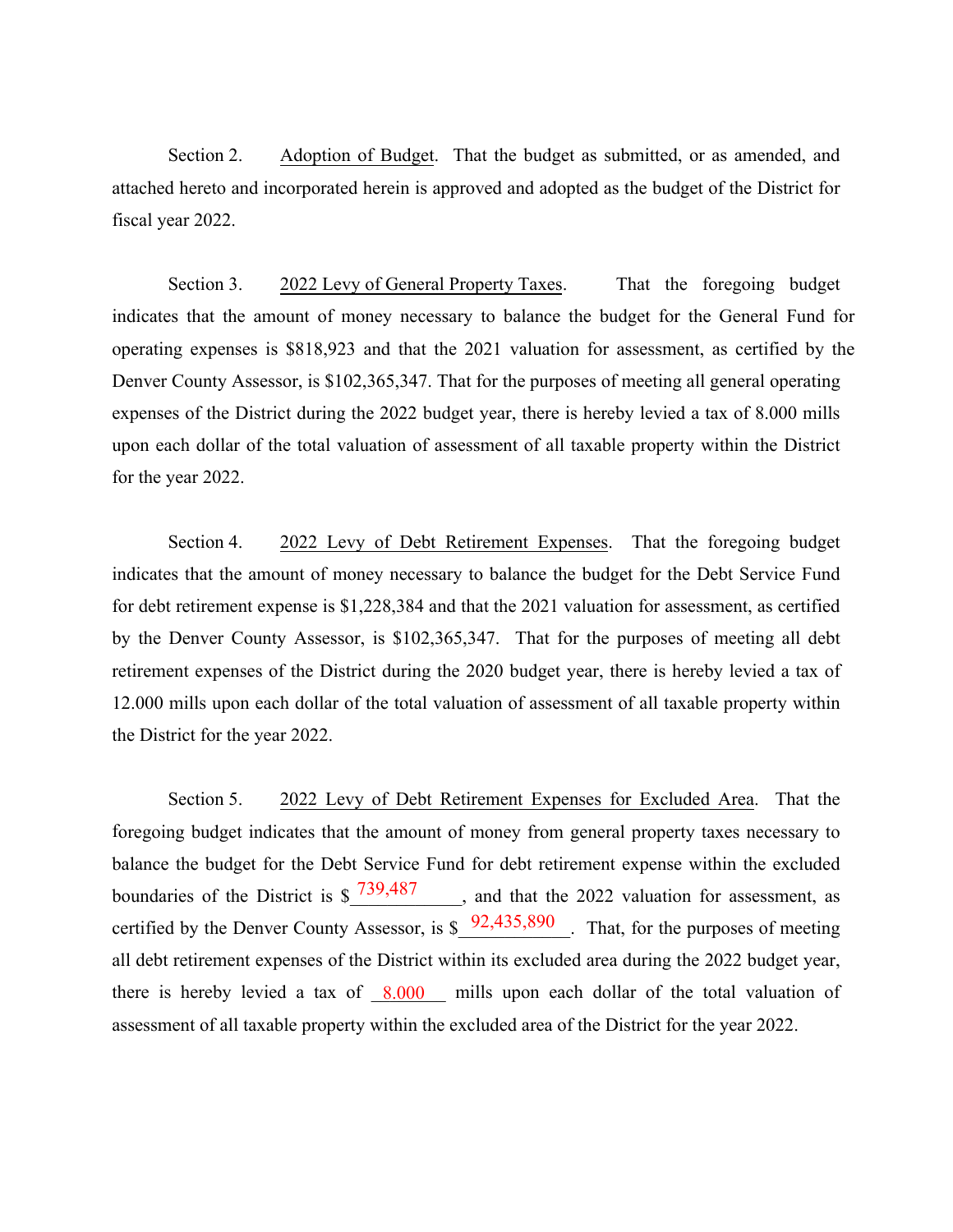Section 2. Adoption of Budget. That the budget as submitted, or as amended, and attached hereto and incorporated herein is approved and adopted as the budget of the District for fiscal year 2022.

Section 3. 2022 Levy of General Property Taxes. That the foregoing budget indicates that the amount of money necessary to balance the budget for the General Fund for operating expenses is $818,923 and that the 2021 valuation for assessment, as certified by the Denver County Assessor, is $102,365,347. That for the purposes of meeting all general operating expenses of the District during the 2022 budget year, there is hereby levied a tax of 8.000 mills upon each dollar of the total valuation of assessment of all taxable property within the District for the year 2022.

Section 4. 2022 Levy of Debt Retirement Expenses. That the foregoing budget indicates that the amount of money necessary to balance the budget for the Debt Service Fund for debt retirement expense is $1,228,384 and that the 2021 valuation for assessment, as certified by the Denver County Assessor, is $102,365,347. That for the purposes of meeting all debt retirement expenses of the District during the 2020 budget year, there is hereby levied a tax of 12.000 mills upon each dollar of the total valuation of assessment of all taxable property within the District for the year 2022.

Section 5. 2022 Levy of Debt Retirement Expenses for Excluded Area. That the foregoing budget indicates that the amount of money from general property taxes necessary to balance the budget for the Debt Service Fund for debt retirement expense within the excluded boundaries of the District is $739,487, and that the 2022 valuation for assessment, as certified by the Denver County Assessor, is $92,435,890. That, for the purposes of meeting all debt retirement expenses of the District within its excluded area during the 2022 budget year, there is hereby levied a tax of 8.000 mills upon each dollar of the total valuation of assessment of all taxable property within the excluded area of the District for the year 2022.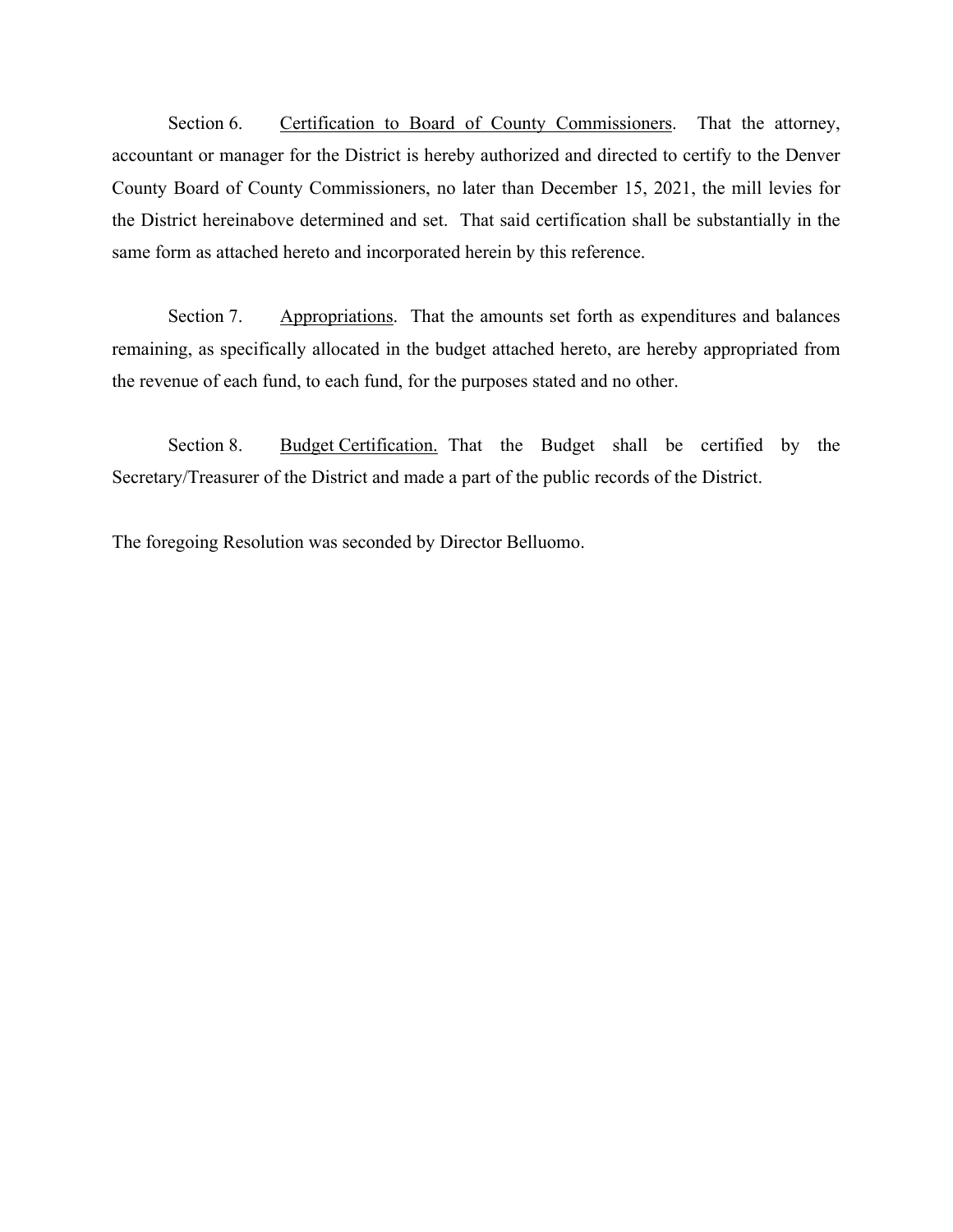Section 6. Certification to Board of County Commissioners. That the attorney, accountant or manager for the District is hereby authorized and directed to certify to the Denver County Board of County Commissioners, no later than December 15, 2021, the mill levies for the District hereinabove determined and set. That said certification shall be substantially in the same form as attached hereto and incorporated herein by this reference.

Section 7. Appropriations. That the amounts set forth as expenditures and balances remaining, as specifically allocated in the budget attached hereto, are hereby appropriated from the revenue of each fund, to each fund, for the purposes stated and no other.

Section 8. Budget Certification. That the Budget shall be certified by the Secretary/Treasurer of the District and made a part of the public records of the District.

The foregoing Resolution was seconded by Director Belluomo.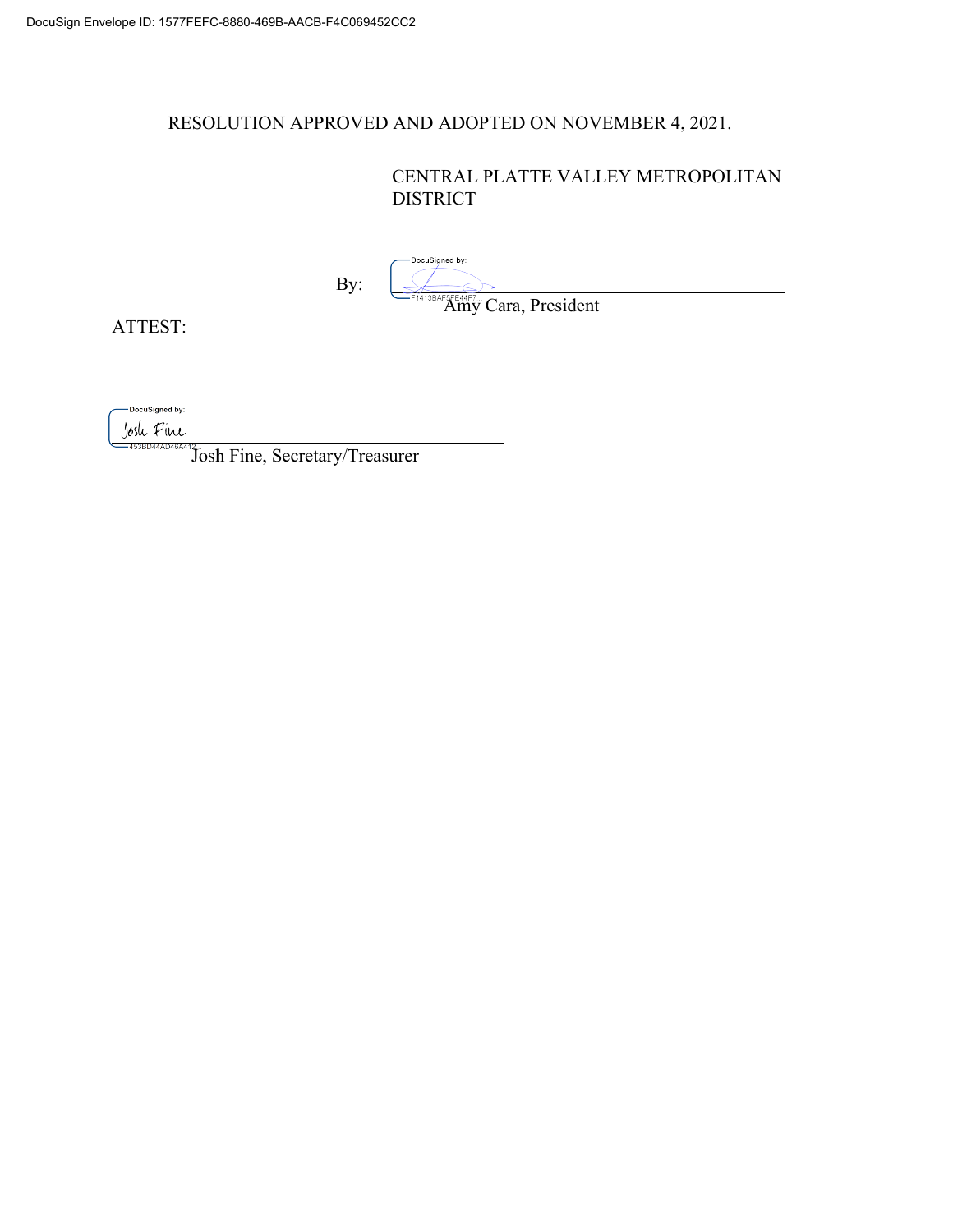DocuSign Envelope ID: 1577FEFC-8880-469B-AACB-F4C069452CC2

RESOLUTION APPROVED AND ADOPTED ON NOVEMBER 4, 2021.

CENTRAL PLATTE VALLEY METROPOLITAN DISTRICT

By: ______________________________
Amy Cara, President

ATTEST:

______________________________
Josh Fine, Secretary/Treasurer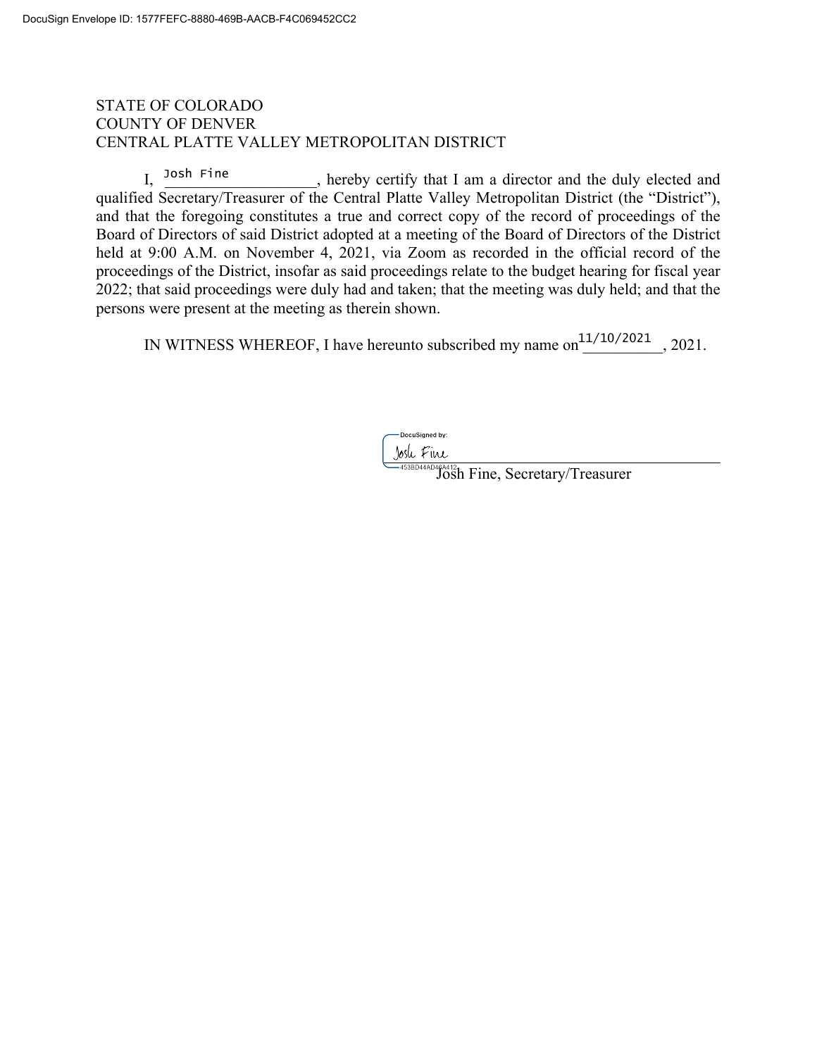DocuSign Envelope ID: 1577FEFC-8880-469B-AACB-F4C069452CC2

STATE OF COLORADO
COUNTY OF DENVER
CENTRAL PLATTE VALLEY METROPOLITAN DISTRICT

I, Josh Fine, hereby certify that I am a director and the duly elected and qualified Secretary/Treasurer of the Central Platte Valley Metropolitan District (the "District"), and that the foregoing constitutes a true and correct copy of the record of proceedings of the Board of Directors of said District adopted at a meeting of the Board of Directors of the District held at 9:00 A.M. on November 4, 2021, via Zoom as recorded in the official record of the proceedings of the District, insofar as said proceedings relate to the budget hearing for fiscal year 2022; that said proceedings were duly had and taken; that the meeting was duly held; and that the persons were present at the meeting as therein shown.

IN WITNESS WHEREOF, I have hereunto subscribed my name on 11/10/2021, 2021.

DocuSigned by:
Josh Fine
453BD44AD46A412

Josh Fine, Secretary/Treasurer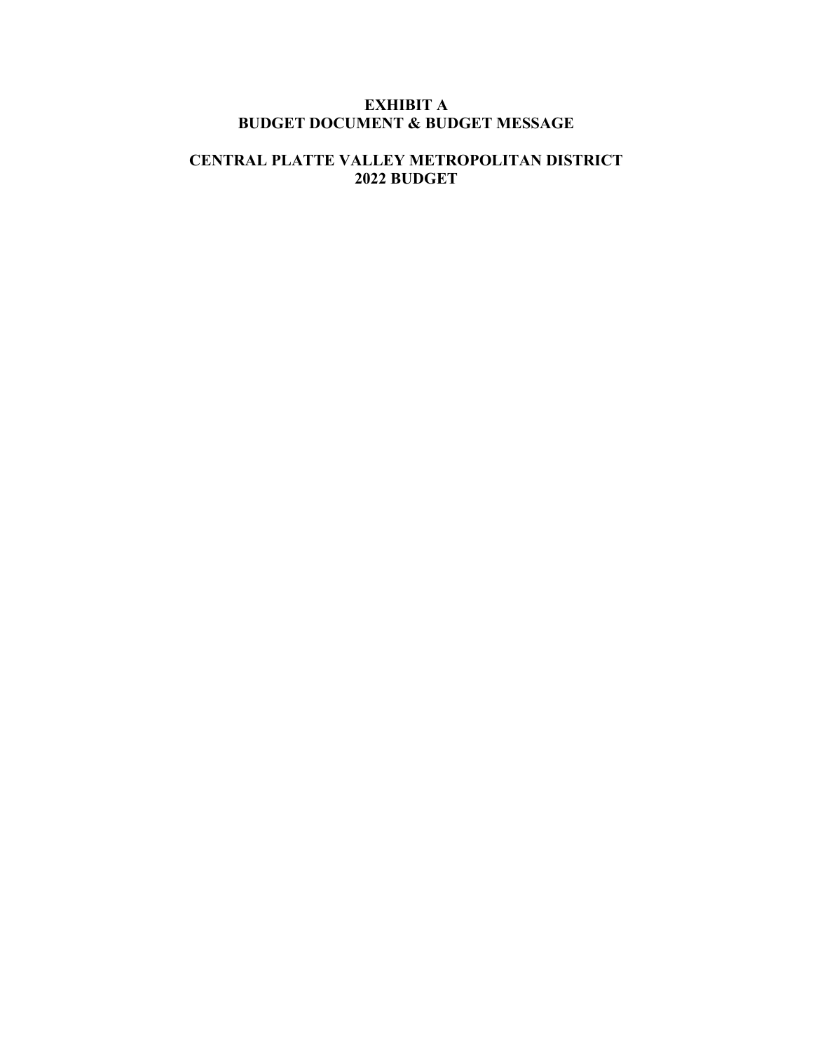# EXHIBIT A
# BUDGET DOCUMENT & BUDGET MESSAGE

# CENTRAL PLATTE VALLEY METROPOLITAN DISTRICT
# 2022 BUDGET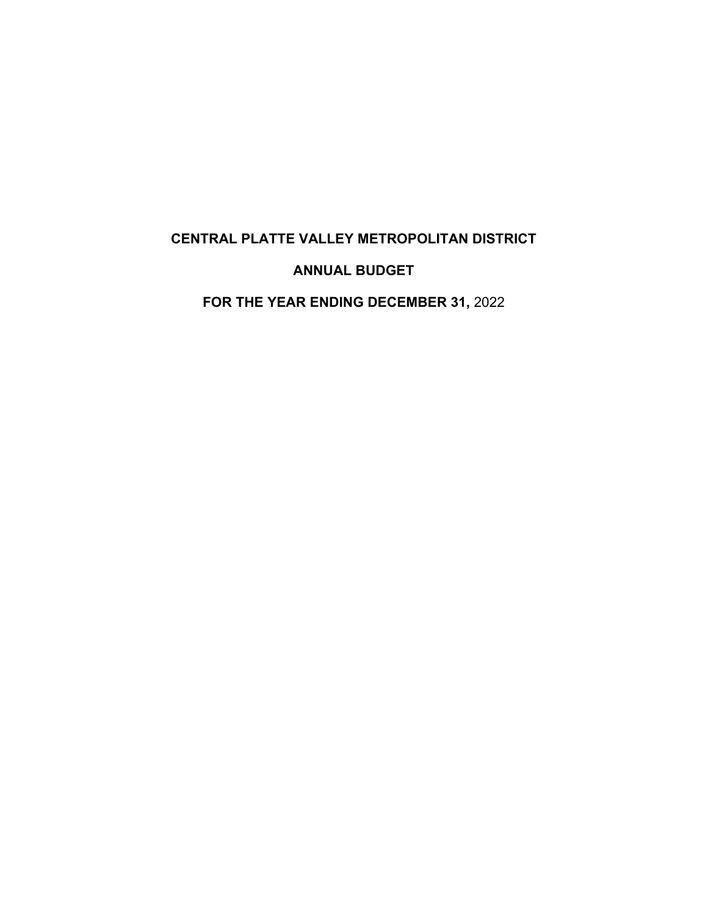# CENTRAL PLATTE VALLEY METROPOLITAN DISTRICT

## ANNUAL BUDGET

## FOR THE YEAR ENDING DECEMBER 31, 2022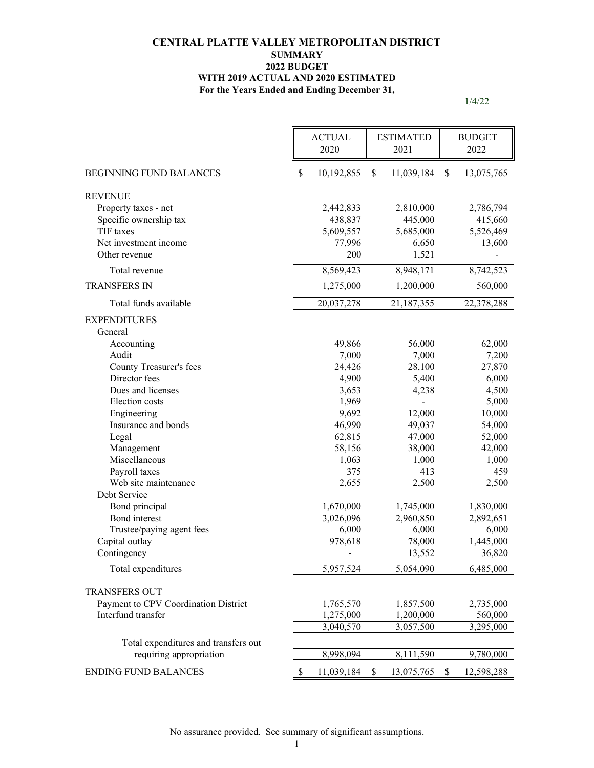**CENTRAL PLATTE VALLEY METROPOLITAN DISTRICT**
**SUMMARY**
**2022 BUDGET**
**WITH 2019 ACTUAL AND 2020 ESTIMATED**
**For the Years Ended and Ending December 31,**

1/4/22

| | ACTUAL 2020 | ESTIMATED 2021 | BUDGET 2022 |
|---|---|---|---|
| BEGINNING FUND BALANCES | $ 10,192,855 | $ 11,039,184 | $ 13,075,765 |
| REVENUE | | | |
| Property taxes - net | 2,442,833 | 2,810,000 | 2,786,794 |
| Specific ownership tax | 438,837 | 445,000 | 415,660 |
| TIF taxes | 5,609,557 | 5,685,000 | 5,526,469 |
| Net investment income | 77,996 | 6,650 | 13,600 |
| Other revenue | 200 | 1,521 | - |
| Total revenue | 8,569,423 | 8,948,171 | 8,742,523 |
| TRANSFERS IN | 1,275,000 | 1,200,000 | 560,000 |
| Total funds available | 20,037,278 | 21,187,355 | 22,378,288 |
| EXPENDITURES | | | |
| General | | | |
| Accounting | 49,866 | 56,000 | 62,000 |
| Audit | 7,000 | 7,000 | 7,200 |
| County Treasurer's fees | 24,426 | 28,100 | 27,870 |
| Director fees | 4,900 | 5,400 | 6,000 |
| Dues and licenses | 3,653 | 4,238 | 4,500 |
| Election costs | 1,969 | - | 5,000 |
| Engineering | 9,692 | 12,000 | 10,000 |
| Insurance and bonds | 46,990 | 49,037 | 54,000 |
| Legal | 62,815 | 47,000 | 52,000 |
| Management | 58,156 | 38,000 | 42,000 |
| Miscellaneous | 1,063 | 1,000 | 1,000 |
| Payroll taxes | 375 | 413 | 459 |
| Web site maintenance | 2,655 | 2,500 | 2,500 |
| Debt Service | | | |
| Bond principal | 1,670,000 | 1,745,000 | 1,830,000 |
| Bond interest | 3,026,096 | 2,960,850 | 2,892,651 |
| Trustee/paying agent fees | 6,000 | 6,000 | 6,000 |
| Capital outlay | 978,618 | 78,000 | 1,445,000 |
| Contingency | - | 13,552 | 36,820 |
| Total expenditures | 5,957,524 | 5,054,090 | 6,485,000 |
| TRANSFERS OUT | | | |
| Payment to CPV Coordination District | 1,765,570 | 1,857,500 | 2,735,000 |
| Interfund transfer | 1,275,000 | 1,200,000 | 560,000 |
| | 3,040,570 | 3,057,500 | 3,295,000 |
| Total expenditures and transfers out requiring appropriation | 8,998,094 | 8,111,590 | 9,780,000 |
| ENDING FUND BALANCES | $ 11,039,184 | $ 13,075,765 | $ 12,598,288 |

No assurance provided. See summary of significant assumptions.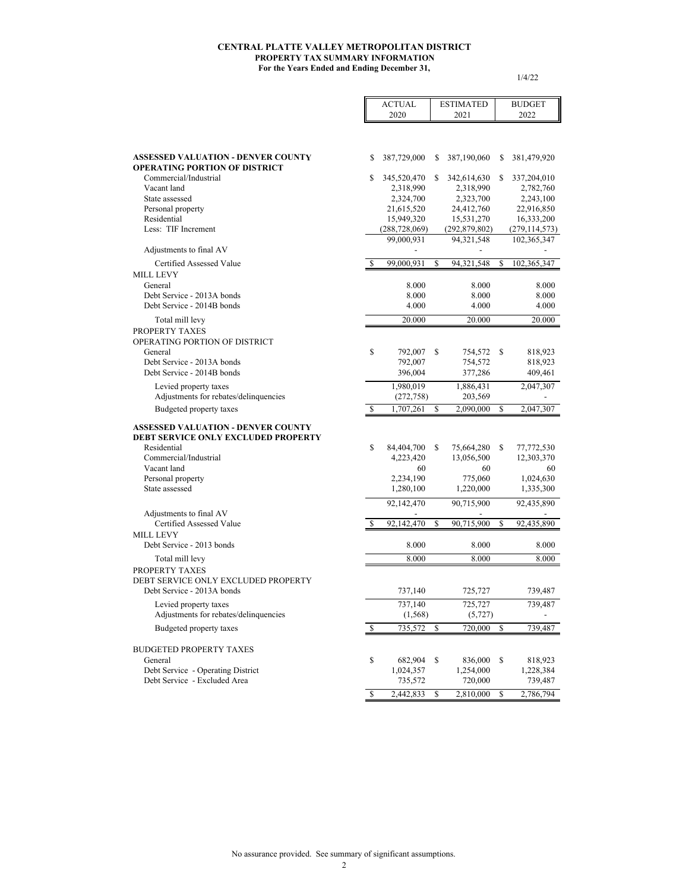**CENTRAL PLATTE VALLEY METROPOLITAN DISTRICT**
**PROPERTY TAX SUMMARY INFORMATION**
**For the Years Ended and Ending December 31,**

1/4/22

| | ACTUAL 2020 | ESTIMATED 2021 | BUDGET 2022 |
|---|---|---|---|
| **ASSESSED VALUATION - DENVER COUNTY** | $ 387,729,000 | $ 387,190,060 | $ 381,479,920 |
| **OPERATING PORTION OF DISTRICT** | | | |
| Commercial/Industrial | $ 345,520,470 | $ 342,614,630 | $ 337,204,010 |
| Vacant land | 2,318,990 | 2,318,990 | 2,782,760 |
| State assessed | 2,324,700 | 2,323,700 | 2,243,100 |
| Personal property | 21,615,520 | 24,412,760 | 22,916,850 |
| Residential | 15,949,320 | 15,531,270 | 16,333,200 |
| Less: TIF Increment | (288,728,069) | (292,879,802) | (279,114,573) |
| | 99,000,931 | 94,321,548 | 102,365,347 |
| Adjustments to final AV | - | - | - |
| Certified Assessed Value | $ 99,000,931 | $ 94,321,548 | $ 102,365,347 |
| MILL LEVY | | | |
| General | 8.000 | 8.000 | 8.000 |
| Debt Service - 2013A bonds | 8.000 | 8.000 | 8.000 |
| Debt Service - 2014B bonds | 4.000 | 4.000 | 4.000 |
| Total mill levy | 20.000 | 20.000 | 20.000 |
| PROPERTY TAXES | | | |
| OPERATING PORTION OF DISTRICT | | | |
| General | $ 792,007 | $ 754,572 | $ 818,923 |
| Debt Service - 2013A bonds | 792,007 | 754,572 | 818,923 |
| Debt Service - 2014B bonds | 396,004 | 377,286 | 409,461 |
| Levied property taxes | 1,980,019 | 1,886,431 | 2,047,307 |
| Adjustments for rebates/delinquencies | (272,758) | 203,569 | - |
| Budgeted property taxes | $ 1,707,261 | $ 2,090,000 | $ 2,047,307 |
| **ASSESSED VALUATION - DENVER COUNTY** | | | |
| **DEBT SERVICE ONLY EXCLUDED PROPERTY** | | | |
| Residential | $ 84,404,700 | $ 75,664,280 | $ 77,772,530 |
| Commercial/Industrial | 4,223,420 | 13,056,500 | 12,303,370 |
| Vacant land | 60 | 60 | 60 |
| Personal property | 2,234,190 | 775,060 | 1,024,630 |
| State assessed | 1,280,100 | 1,220,000 | 1,335,300 |
| | 92,142,470 | 90,715,900 | 92,435,890 |
| Adjustments to final AV | - | - | - |
| Certified Assessed Value | $ 92,142,470 | $ 90,715,900 | $ 92,435,890 |
| MILL LEVY | | | |
| Debt Service - 2013 bonds | 8.000 | 8.000 | 8.000 |
| Total mill levy | 8.000 | 8.000 | 8.000 |
| PROPERTY TAXES | | | |
| DEBT SERVICE ONLY EXCLUDED PROPERTY | | | |
| Debt Service - 2013A bonds | 737,140 | 725,727 | 739,487 |
| Levied property taxes | 737,140 | 725,727 | 739,487 |
| Adjustments for rebates/delinquencies | (1,568) | (5,727) | - |
| Budgeted property taxes | $ 735,572 | $ 720,000 | $ 739,487 |
| BUDGETED PROPERTY TAXES | | | |
| General | $ 682,904 | $ 836,000 | $ 818,923 |
| Debt Service - Operating District | 1,024,357 | 1,254,000 | 1,228,384 |
| Debt Service - Excluded Area | 735,572 | 720,000 | 739,487 |
| | $ 2,442,833 | $ 2,810,000 | $ 2,786,794 |

No assurance provided. See summary of significant assumptions.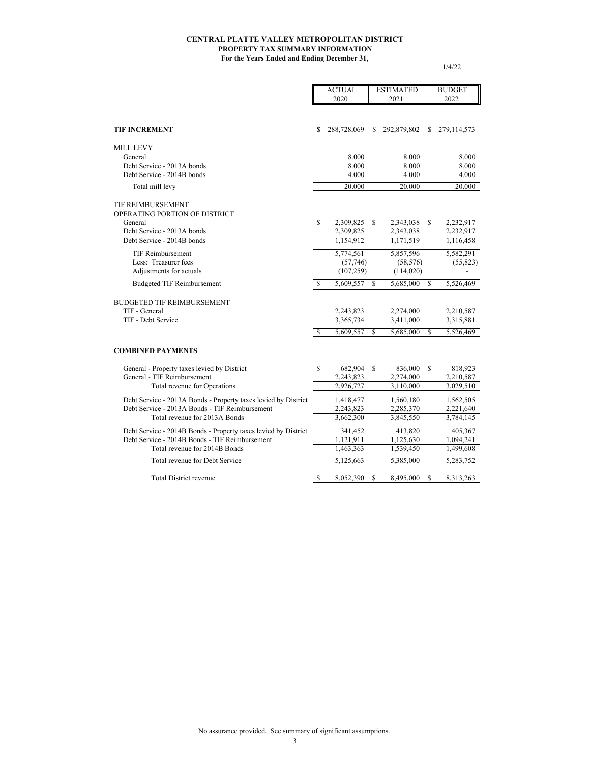**CENTRAL PLATTE VALLEY METROPOLITAN DISTRICT**
**PROPERTY TAX SUMMARY INFORMATION**
**For the Years Ended and Ending December 31,**

1/4/22

| | ACTUAL 2020 | ESTIMATED 2021 | BUDGET 2022 |
|---|---|---|---|
| **TIF INCREMENT** | $ 288,728,069 | $ 292,879,802 | $ 279,114,573 |
| MILL LEVY | | | |
| General | 8.000 | 8.000 | 8.000 |
| Debt Service - 2013A bonds | 8.000 | 8.000 | 8.000 |
| Debt Service - 2014B bonds | 4.000 | 4.000 | 4.000 |
| Total mill levy | 20.000 | 20.000 | 20.000 |
| TIF REIMBURSEMENT | | | |
| OPERATING PORTION OF DISTRICT | | | |
| General | $ 2,309,825 | $ 2,343,038 | $ 2,232,917 |
| Debt Service - 2013A bonds | 2,309,825 | 2,343,038 | 2,232,917 |
| Debt Service - 2014B bonds | 1,154,912 | 1,171,519 | 1,116,458 |
| TIF Reimbursement | 5,774,561 | 5,857,596 | 5,582,291 |
| Less: Treasurer fees | (57,746) | (58,576) | (55,823) |
| Adjustments for actuals | (107,259) | (114,020) | - |
| Budgeted TIF Reimbursement | $ 5,609,557 | $ 5,685,000 | $ 5,526,469 |
| BUDGETED TIF REIMBURSEMENT | | | |
| TIF - General | 2,243,823 | 2,274,000 | 2,210,587 |
| TIF - Debt Service | 3,365,734 | 3,411,000 | 3,315,881 |
| | $ 5,609,557 | $ 5,685,000 | $ 5,526,469 |
| **COMBINED PAYMENTS** | | | |
| General - Property taxes levied by District | $ 682,904 | $ 836,000 | $ 818,923 |
| General - TIF Reimbursement | 2,243,823 | 2,274,000 | 2,210,587 |
| Total revenue for Operations | 2,926,727 | 3,110,000 | 3,029,510 |
| Debt Service - 2013A Bonds - Property taxes levied by District | 1,418,477 | 1,560,180 | 1,562,505 |
| Debt Service - 2013A Bonds - TIF Reimbursement | 2,243,823 | 2,285,370 | 2,221,640 |
| Total revenue for 2013A Bonds | 3,662,300 | 3,845,550 | 3,784,145 |
| Debt Service - 2014B Bonds - Property taxes levied by District | 341,452 | 413,820 | 405,367 |
| Debt Service - 2014B Bonds - TIF Reimbursement | 1,121,911 | 1,125,630 | 1,094,241 |
| Total revenue for 2014B Bonds | 1,463,363 | 1,539,450 | 1,499,608 |
| Total revenue for Debt Service | 5,125,663 | 5,385,000 | 5,283,752 |
| Total District revenue | $ 8,052,390 | $ 8,495,000 | $ 8,313,263 |

No assurance provided. See summary of significant assumptions.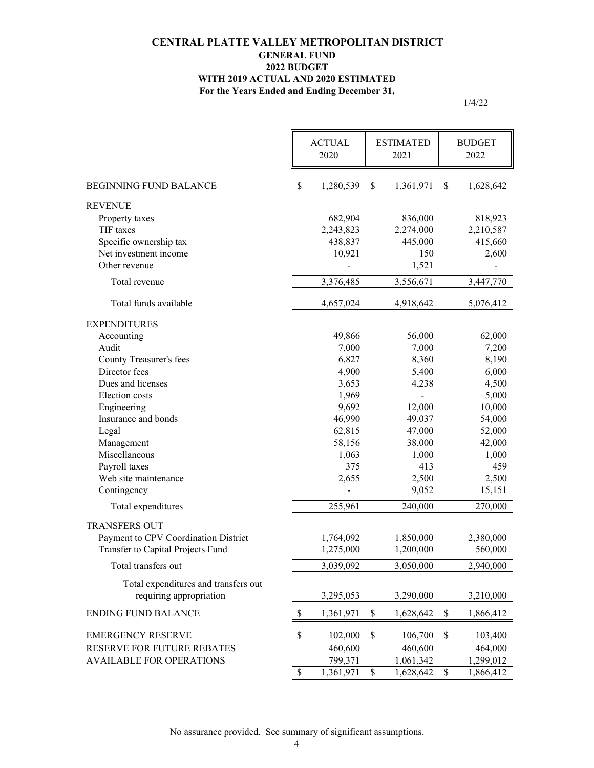# CENTRAL PLATTE VALLEY METROPOLITAN DISTRICT
## GENERAL FUND
## 2022 BUDGET
## WITH 2019 ACTUAL AND 2020 ESTIMATED
### For the Years Ended and Ending December 31,

1/4/22

| | ACTUAL 2020 | ESTIMATED 2021 | BUDGET 2022 |
|---|---|---|---|
| BEGINNING FUND BALANCE | $ 1,280,539 | $ 1,361,971 | $ 1,628,642 |
| REVENUE | | | |
| Property taxes | 682,904 | 836,000 | 818,923 |
| TIF taxes | 2,243,823 | 2,274,000 | 2,210,587 |
| Specific ownership tax | 438,837 | 445,000 | 415,660 |
| Net investment income | 10,921 | 150 | 2,600 |
| Other revenue | - | 1,521 | - |
| Total revenue | 3,376,485 | 3,556,671 | 3,447,770 |
| Total funds available | 4,657,024 | 4,918,642 | 5,076,412 |
| EXPENDITURES | | | |
| Accounting | 49,866 | 56,000 | 62,000 |
| Audit | 7,000 | 7,000 | 7,200 |
| County Treasurer's fees | 6,827 | 8,360 | 8,190 |
| Director fees | 4,900 | 5,400 | 6,000 |
| Dues and licenses | 3,653 | 4,238 | 4,500 |
| Election costs | 1,969 | - | 5,000 |
| Engineering | 9,692 | 12,000 | 10,000 |
| Insurance and bonds | 46,990 | 49,037 | 54,000 |
| Legal | 62,815 | 47,000 | 52,000 |
| Management | 58,156 | 38,000 | 42,000 |
| Miscellaneous | 1,063 | 1,000 | 1,000 |
| Payroll taxes | 375 | 413 | 459 |
| Web site maintenance | 2,655 | 2,500 | 2,500 |
| Contingency | - | 9,052 | 15,151 |
| Total expenditures | 255,961 | 240,000 | 270,000 |
| TRANSFERS OUT | | | |
| Payment to CPV Coordination District | 1,764,092 | 1,850,000 | 2,380,000 |
| Transfer to Capital Projects Fund | 1,275,000 | 1,200,000 | 560,000 |
| Total transfers out | 3,039,092 | 3,050,000 | 2,940,000 |
| Total expenditures and transfers out requiring appropriation | 3,295,053 | 3,290,000 | 3,210,000 |
| ENDING FUND BALANCE | $ 1,361,971 | $ 1,628,642 | $ 1,866,412 |
| EMERGENCY RESERVE | $ 102,000 | $ 106,700 | $ 103,400 |
| RESERVE FOR FUTURE REBATES | 460,600 | 460,600 | 464,000 |
| AVAILABLE FOR OPERATIONS | 799,371 | 1,061,342 | 1,299,012 |
| | $ 1,361,971 | $ 1,628,642 | $ 1,866,412 |

No assurance provided. See summary of significant assumptions.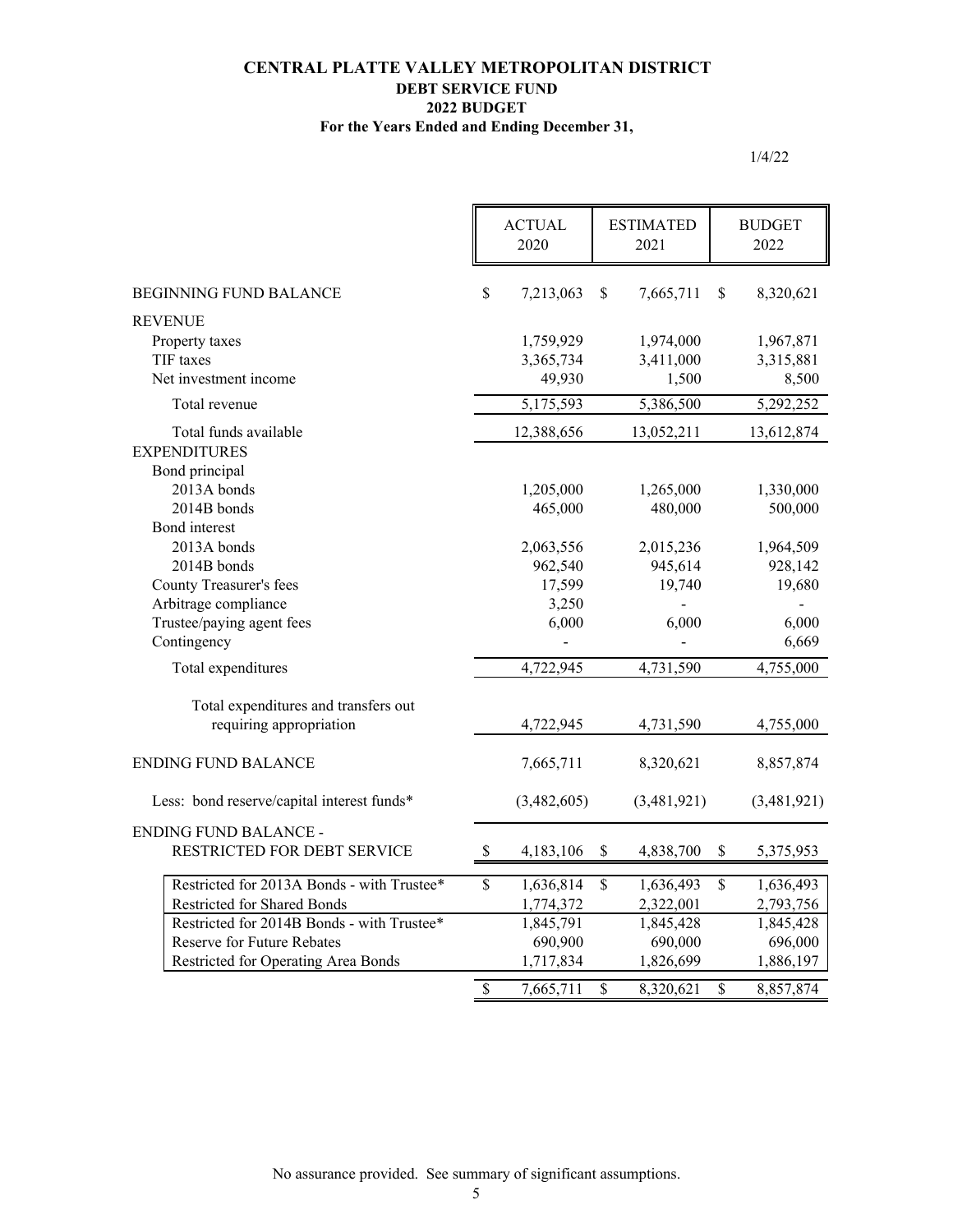**CENTRAL PLATTE VALLEY METROPOLITAN DISTRICT**
**DEBT SERVICE FUND**
**2022 BUDGET**
**For the Years Ended and Ending December 31,**

1/4/22

| | ACTUAL 2020 | ESTIMATED 2021 | BUDGET 2022 |
|---|---|---|---|
| BEGINNING FUND BALANCE | $ 7,213,063 | $ 7,665,711 | $ 8,320,621 |
| REVENUE | | | |
| Property taxes | 1,759,929 | 1,974,000 | 1,967,871 |
| TIF taxes | 3,365,734 | 3,411,000 | 3,315,881 |
| Net investment income | 49,930 | 1,500 | 8,500 |
| Total revenue | 5,175,593 | 5,386,500 | 5,292,252 |
| Total funds available | 12,388,656 | 13,052,211 | 13,612,874 |
| EXPENDITURES | | | |
| Bond principal | | | |
| 2013A bonds | 1,205,000 | 1,265,000 | 1,330,000 |
| 2014B bonds | 465,000 | 480,000 | 500,000 |
| Bond interest | | | |
| 2013A bonds | 2,063,556 | 2,015,236 | 1,964,509 |
| 2014B bonds | 962,540 | 945,614 | 928,142 |
| County Treasurer's fees | 17,599 | 19,740 | 19,680 |
| Arbitrage compliance | 3,250 | - | - |
| Trustee/paying agent fees | 6,000 | 6,000 | 6,000 |
| Contingency | - | - | 6,669 |
| Total expenditures | 4,722,945 | 4,731,590 | 4,755,000 |
| Total expenditures and transfers out requiring appropriation | 4,722,945 | 4,731,590 | 4,755,000 |
| ENDING FUND BALANCE | 7,665,711 | 8,320,621 | 8,857,874 |
| Less: bond reserve/capital interest funds* | (3,482,605) | (3,481,921) | (3,481,921) |
| ENDING FUND BALANCE - RESTRICTED FOR DEBT SERVICE | $ 4,183,106 | $ 4,838,700 | $ 5,375,953 |

| | | | |
|---|---|---|---|
| Restricted for 2013A Bonds - with Trustee* | $ 1,636,814 | $ 1,636,493 | $ 1,636,493 |
| Restricted for Shared Bonds | 1,774,372 | 2,322,001 | 2,793,756 |
| Restricted for 2014B Bonds - with Trustee* | 1,845,791 | 1,845,428 | 1,845,428 |
| Reserve for Future Rebates | 690,900 | 690,000 | 696,000 |
| Restricted for Operating Area Bonds | 1,717,834 | 1,826,699 | 1,886,197 |
| | $ 7,665,711 | $ 8,320,621 | $ 8,857,874 |

No assurance provided. See summary of significant assumptions.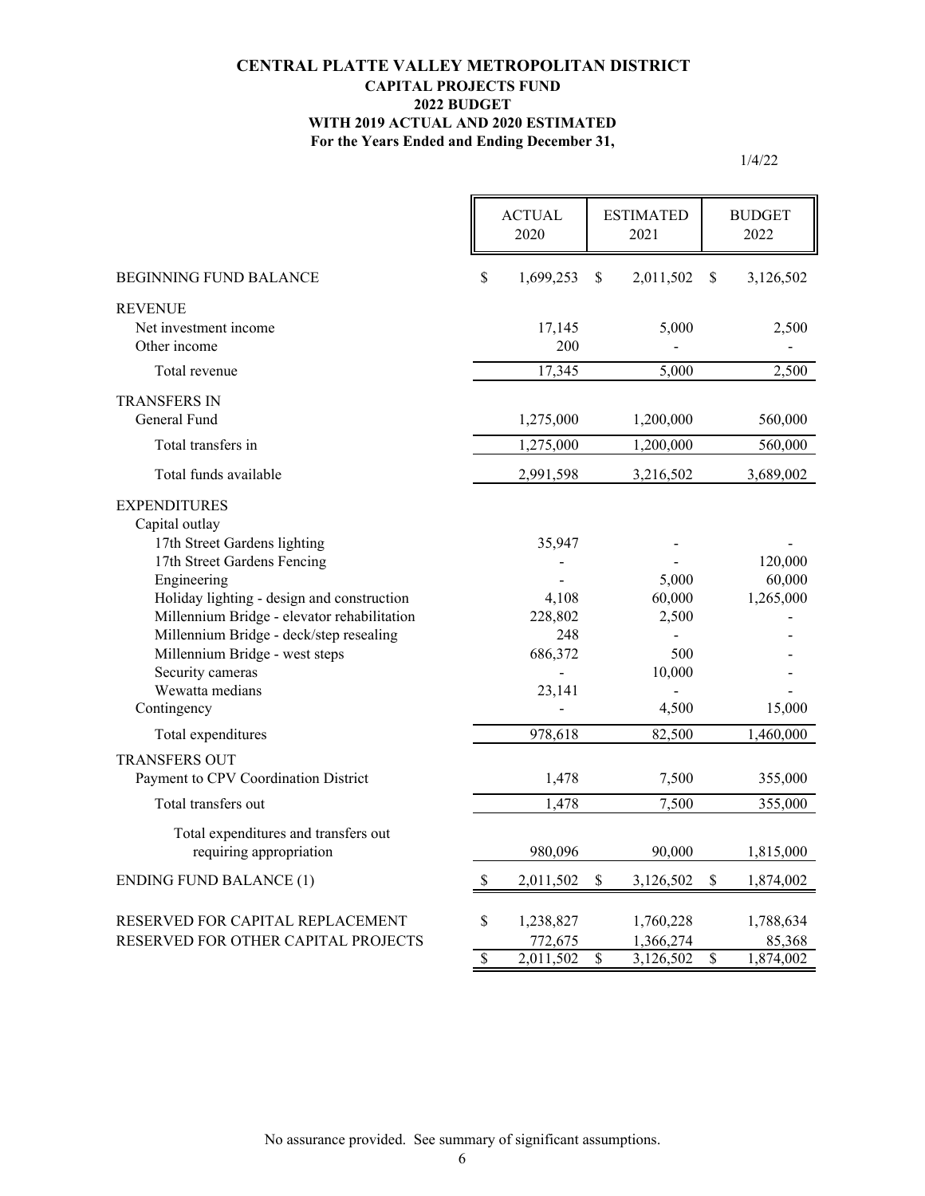# CENTRAL PLATTE VALLEY METROPOLITAN DISTRICT
## CAPITAL PROJECTS FUND
## 2022 BUDGET
## WITH 2019 ACTUAL AND 2020 ESTIMATED
## For the Years Ended and Ending December 31,

1/4/22

| | ACTUAL 2020 | ESTIMATED 2021 | BUDGET 2022 |
|---|---|---|---|
| BEGINNING FUND BALANCE | $ 1,699,253 | $ 2,011,502 | $ 3,126,502 |
| REVENUE | | | |
| Net investment income | 17,145 | 5,000 | 2,500 |
| Other income | 200 | - | - |
| Total revenue | 17,345 | 5,000 | 2,500 |
| TRANSFERS IN | | | |
| General Fund | 1,275,000 | 1,200,000 | 560,000 |
| Total transfers in | 1,275,000 | 1,200,000 | 560,000 |
| Total funds available | 2,991,598 | 3,216,502 | 3,689,002 |
| EXPENDITURES | | | |
| Capital outlay | | | |
| 17th Street Gardens lighting | 35,947 | - | - |
| 17th Street Gardens Fencing | - | - | 120,000 |
| Engineering | - | 5,000 | 60,000 |
| Holiday lighting - design and construction | 4,108 | 60,000 | 1,265,000 |
| Millennium Bridge - elevator rehabilitation | 228,802 | 2,500 | - |
| Millennium Bridge - deck/step resealing | 248 | - | - |
| Millennium Bridge - west steps | 686,372 | 500 | - |
| Security cameras | - | 10,000 | - |
| Wewatta medians | 23,141 | - | - |
| Contingency | - | 4,500 | 15,000 |
| Total expenditures | 978,618 | 82,500 | 1,460,000 |
| TRANSFERS OUT | | | |
| Payment to CPV Coordination District | 1,478 | 7,500 | 355,000 |
| Total transfers out | 1,478 | 7,500 | 355,000 |
| Total expenditures and transfers out requiring appropriation | 980,096 | 90,000 | 1,815,000 |
| ENDING FUND BALANCE (1) | $ 2,011,502 | $ 3,126,502 | $ 1,874,002 |
| RESERVED FOR CAPITAL REPLACEMENT | $ 1,238,827 | 1,760,228 | 1,788,634 |
| RESERVED FOR OTHER CAPITAL PROJECTS | 772,675 | 1,366,274 | 85,368 |
| | $ 2,011,502 | $ 3,126,502 | $ 1,874,002 |

No assurance provided. See summary of significant assumptions.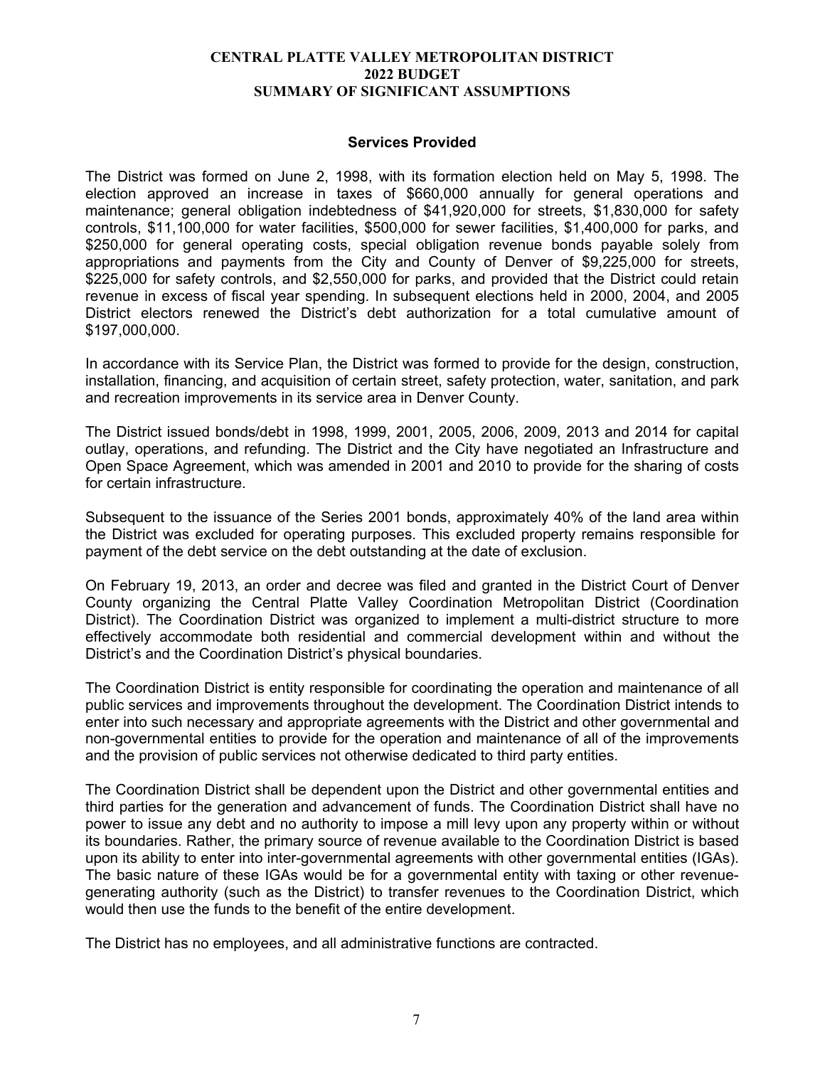**CENTRAL PLATTE VALLEY METROPOLITAN DISTRICT**
**2022 BUDGET**
**SUMMARY OF SIGNIFICANT ASSUMPTIONS**

## Services Provided

The District was formed on June 2, 1998, with its formation election held on May 5, 1998. The election approved an increase in taxes of $660,000 annually for general operations and maintenance; general obligation indebtedness of $41,920,000 for streets, $1,830,000 for safety controls, $11,100,000 for water facilities, $500,000 for sewer facilities, $1,400,000 for parks, and $250,000 for general operating costs, special obligation revenue bonds payable solely from appropriations and payments from the City and County of Denver of $9,225,000 for streets, $225,000 for safety controls, and $2,550,000 for parks, and provided that the District could retain revenue in excess of fiscal year spending. In subsequent elections held in 2000, 2004, and 2005 District electors renewed the District's debt authorization for a total cumulative amount of $197,000,000.

In accordance with its Service Plan, the District was formed to provide for the design, construction, installation, financing, and acquisition of certain street, safety protection, water, sanitation, and park and recreation improvements in its service area in Denver County.

The District issued bonds/debt in 1998, 1999, 2001, 2005, 2006, 2009, 2013 and 2014 for capital outlay, operations, and refunding. The District and the City have negotiated an Infrastructure and Open Space Agreement, which was amended in 2001 and 2010 to provide for the sharing of costs for certain infrastructure.

Subsequent to the issuance of the Series 2001 bonds, approximately 40% of the land area within the District was excluded for operating purposes. This excluded property remains responsible for payment of the debt service on the debt outstanding at the date of exclusion.

On February 19, 2013, an order and decree was filed and granted in the District Court of Denver County organizing the Central Platte Valley Coordination Metropolitan District (Coordination District). The Coordination District was organized to implement a multi-district structure to more effectively accommodate both residential and commercial development within and without the District's and the Coordination District's physical boundaries.

The Coordination District is entity responsible for coordinating the operation and maintenance of all public services and improvements throughout the development. The Coordination District intends to enter into such necessary and appropriate agreements with the District and other governmental and non-governmental entities to provide for the operation and maintenance of all of the improvements and the provision of public services not otherwise dedicated to third party entities.

The Coordination District shall be dependent upon the District and other governmental entities and third parties for the generation and advancement of funds. The Coordination District shall have no power to issue any debt and no authority to impose a mill levy upon any property within or without its boundaries. Rather, the primary source of revenue available to the Coordination District is based upon its ability to enter into inter-governmental agreements with other governmental entities (IGAs). The basic nature of these IGAs would be for a governmental entity with taxing or other revenue-generating authority (such as the District) to transfer revenues to the Coordination District, which would then use the funds to the benefit of the entire development.

The District has no employees, and all administrative functions are contracted.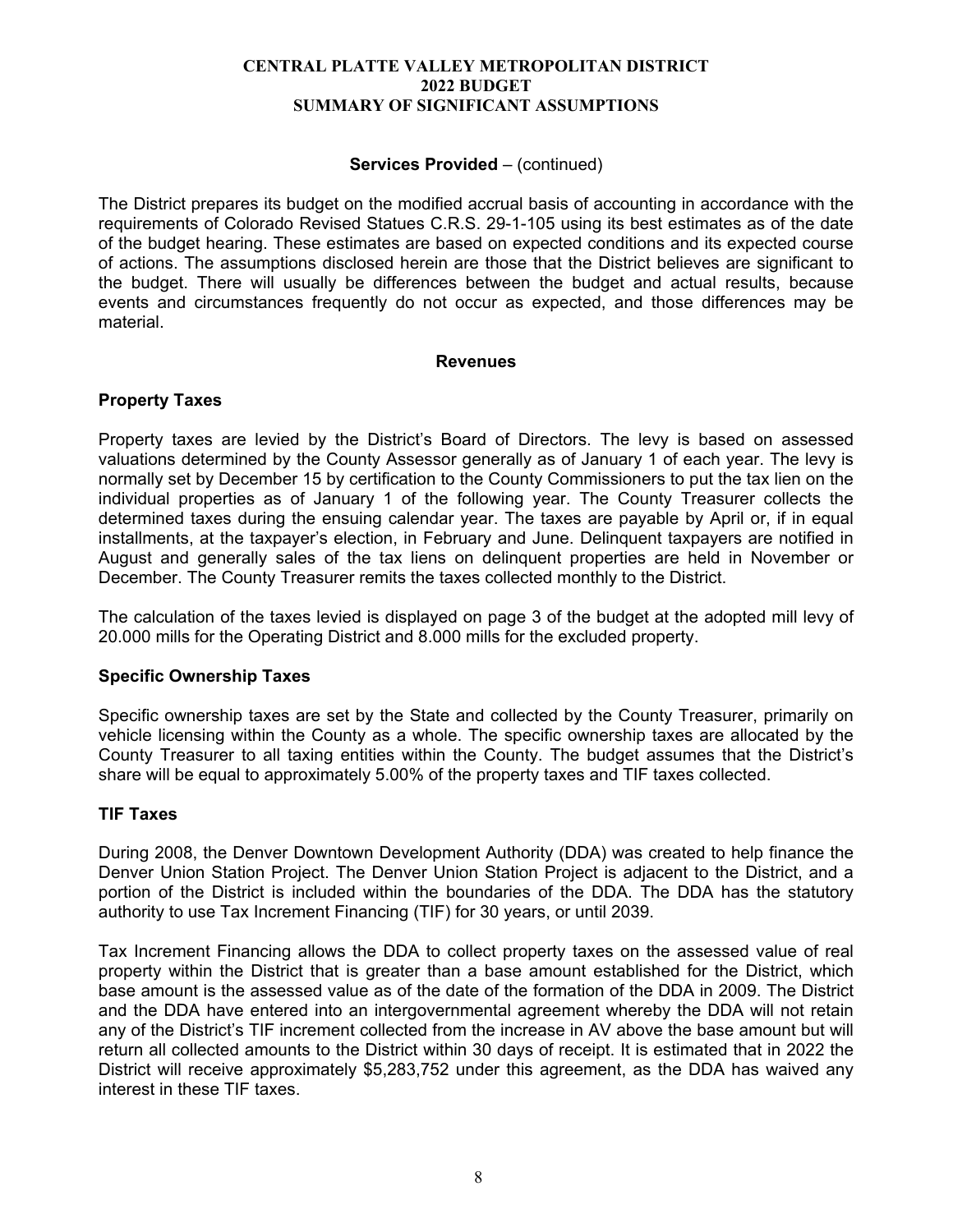**Services Provided** – (continued)

The District prepares its budget on the modified accrual basis of accounting in accordance with the requirements of Colorado Revised Statues C.R.S. 29-1-105 using its best estimates as of the date of the budget hearing. These estimates are based on expected conditions and its expected course of actions. The assumptions disclosed herein are those that the District believes are significant to the budget. There will usually be differences between the budget and actual results, because events and circumstances frequently do not occur as expected, and those differences may be material.

## Revenues

### Property Taxes

Property taxes are levied by the District's Board of Directors. The levy is based on assessed valuations determined by the County Assessor generally as of January 1 of each year. The levy is normally set by December 15 by certification to the County Commissioners to put the tax lien on the individual properties as of January 1 of the following year. The County Treasurer collects the determined taxes during the ensuing calendar year. The taxes are payable by April or, if in equal installments, at the taxpayer's election, in February and June. Delinquent taxpayers are notified in August and generally sales of the tax liens on delinquent properties are held in November or December. The County Treasurer remits the taxes collected monthly to the District.

The calculation of the taxes levied is displayed on page 3 of the budget at the adopted mill levy of 20.000 mills for the Operating District and 8.000 mills for the excluded property.

### Specific Ownership Taxes

Specific ownership taxes are set by the State and collected by the County Treasurer, primarily on vehicle licensing within the County as a whole. The specific ownership taxes are allocated by the County Treasurer to all taxing entities within the County. The budget assumes that the District's share will be equal to approximately 5.00% of the property taxes and TIF taxes collected.

### TIF Taxes

During 2008, the Denver Downtown Development Authority (DDA) was created to help finance the Denver Union Station Project. The Denver Union Station Project is adjacent to the District, and a portion of the District is included within the boundaries of the DDA. The DDA has the statutory authority to use Tax Increment Financing (TIF) for 30 years, or until 2039.

Tax Increment Financing allows the DDA to collect property taxes on the assessed value of real property within the District that is greater than a base amount established for the District, which base amount is the assessed value as of the date of the formation of the DDA in 2009. The District and the DDA have entered into an intergovernmental agreement whereby the DDA will not retain any of the District's TIF increment collected from the increase in AV above the base amount but will return all collected amounts to the District within 30 days of receipt. It is estimated that in 2022 the District will receive approximately $5,283,752 under this agreement, as the DDA has waived any interest in these TIF taxes.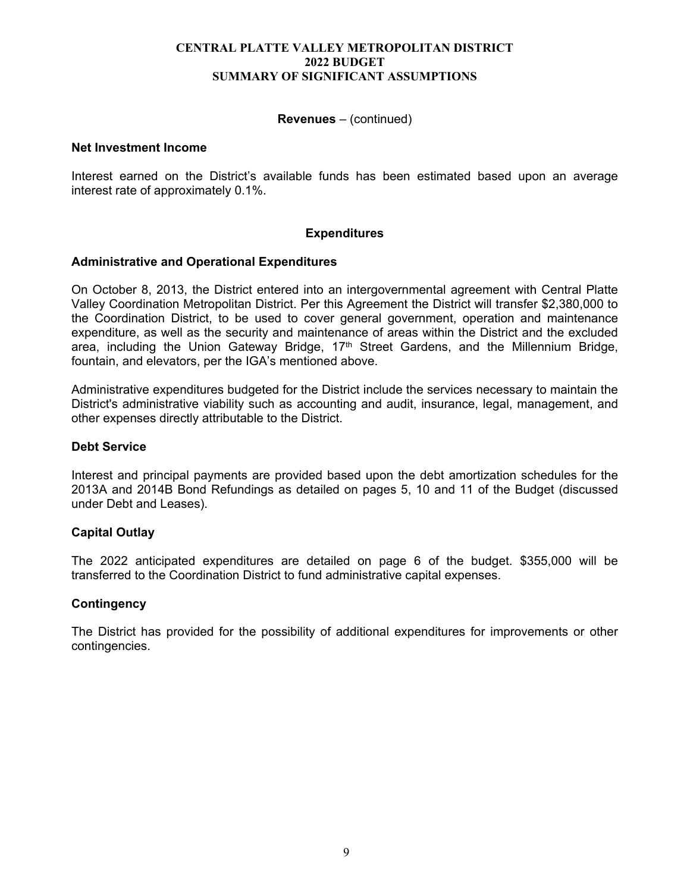# CENTRAL PLATTE VALLEY METROPOLITAN DISTRICT
## 2022 BUDGET
## SUMMARY OF SIGNIFICANT ASSUMPTIONS

**Revenues** – (continued)

### Net Investment Income

Interest earned on the District's available funds has been estimated based upon an average interest rate of approximately 0.1%.

**Expenditures**

### Administrative and Operational Expenditures

On October 8, 2013, the District entered into an intergovernmental agreement with Central Platte Valley Coordination Metropolitan District. Per this Agreement the District will transfer $2,380,000 to the Coordination District, to be used to cover general government, operation and maintenance expenditure, as well as the security and maintenance of areas within the District and the excluded area, including the Union Gateway Bridge, 17th Street Gardens, and the Millennium Bridge, fountain, and elevators, per the IGA's mentioned above.

Administrative expenditures budgeted for the District include the services necessary to maintain the District's administrative viability such as accounting and audit, insurance, legal, management, and other expenses directly attributable to the District.

### Debt Service

Interest and principal payments are provided based upon the debt amortization schedules for the 2013A and 2014B Bond Refundings as detailed on pages 5, 10 and 11 of the Budget (discussed under Debt and Leases).

### Capital Outlay

The 2022 anticipated expenditures are detailed on page 6 of the budget. $355,000 will be transferred to the Coordination District to fund administrative capital expenses.

### Contingency

The District has provided for the possibility of additional expenditures for improvements or other contingencies.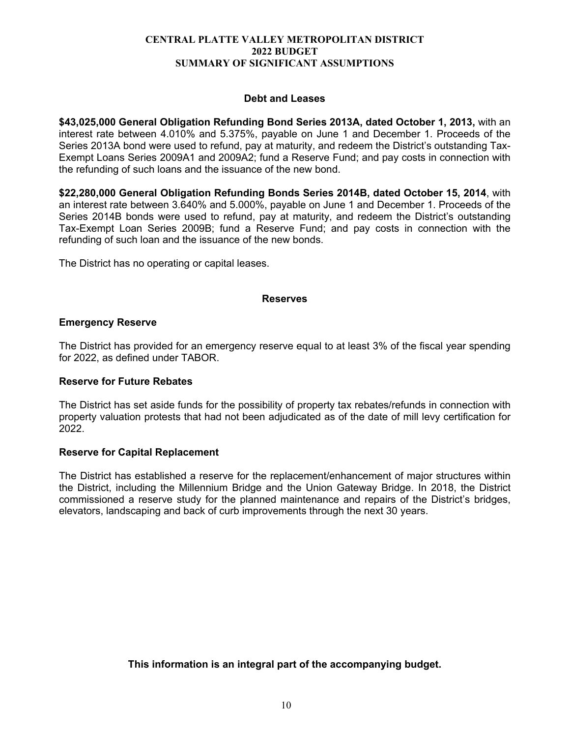# CENTRAL PLATTE VALLEY METROPOLITAN DISTRICT
## 2022 BUDGET
## SUMMARY OF SIGNIFICANT ASSUMPTIONS

### Debt and Leases

**$43,025,000 General Obligation Refunding Bond Series 2013A, dated October 1, 2013,** with an interest rate between 4.010% and 5.375%, payable on June 1 and December 1. Proceeds of the Series 2013A bond were used to refund, pay at maturity, and redeem the District's outstanding Tax-Exempt Loans Series 2009A1 and 2009A2; fund a Reserve Fund; and pay costs in connection with the refunding of such loans and the issuance of the new bond.

**$22,280,000 General Obligation Refunding Bonds Series 2014B, dated October 15, 2014**, with an interest rate between 3.640% and 5.000%, payable on June 1 and December 1. Proceeds of the Series 2014B bonds were used to refund, pay at maturity, and redeem the District's outstanding Tax-Exempt Loan Series 2009B; fund a Reserve Fund; and pay costs in connection with the refunding of such loan and the issuance of the new bonds.

The District has no operating or capital leases.

### Reserves

**Emergency Reserve**

The District has provided for an emergency reserve equal to at least 3% of the fiscal year spending for 2022, as defined under TABOR.

**Reserve for Future Rebates**

The District has set aside funds for the possibility of property tax rebates/refunds in connection with property valuation protests that had not been adjudicated as of the date of mill levy certification for 2022.

**Reserve for Capital Replacement**

The District has established a reserve for the replacement/enhancement of major structures within the District, including the Millennium Bridge and the Union Gateway Bridge. In 2018, the District commissioned a reserve study for the planned maintenance and repairs of the District's bridges, elevators, landscaping and back of curb improvements through the next 30 years.

**This information is an integral part of the accompanying budget.**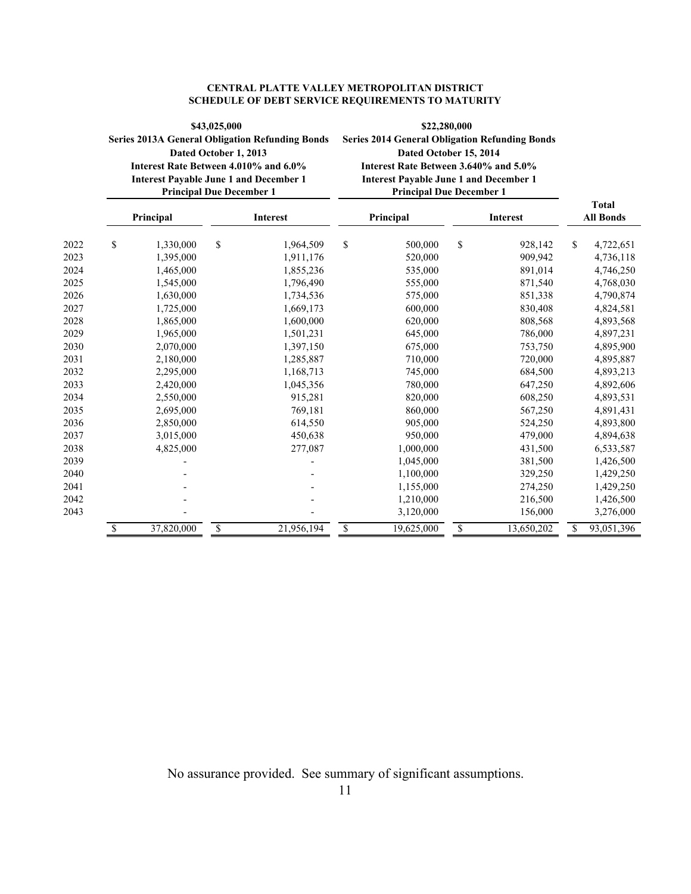**CENTRAL PLATTE VALLEY METROPOLITAN DISTRICT**
**SCHEDULE OF DEBT SERVICE REQUIREMENTS TO MATURITY**

| | \$43,025,000 Series 2013A General Obligation Refunding Bonds Dated October 1, 2013 Interest Rate Between 4.010% and 6.0% Interest Payable June 1 and December 1 Principal Due December 1 | | \$22,280,000 Series 2014 General Obligation Refunding Bonds Dated October 15, 2014 Interest Rate Between 3.640% and 5.0% Interest Payable June 1 and December 1 Principal Due December 1 | | |
|---|---|---|---|---|---|
| | **Principal** | **Interest** | **Principal** | **Interest** | **Total All Bonds** |
| 2022 | $ 1,330,000 | $ 1,964,509 | $ 500,000 | $ 928,142 | $ 4,722,651 |
| 2023 | 1,395,000 | 1,911,176 | 520,000 | 909,942 | 4,736,118 |
| 2024 | 1,465,000 | 1,855,236 | 535,000 | 891,014 | 4,746,250 |
| 2025 | 1,545,000 | 1,796,490 | 555,000 | 871,540 | 4,768,030 |
| 2026 | 1,630,000 | 1,734,536 | 575,000 | 851,338 | 4,790,874 |
| 2027 | 1,725,000 | 1,669,173 | 600,000 | 830,408 | 4,824,581 |
| 2028 | 1,865,000 | 1,600,000 | 620,000 | 808,568 | 4,893,568 |
| 2029 | 1,965,000 | 1,501,231 | 645,000 | 786,000 | 4,897,231 |
| 2030 | 2,070,000 | 1,397,150 | 675,000 | 753,750 | 4,895,900 |
| 2031 | 2,180,000 | 1,285,887 | 710,000 | 720,000 | 4,895,887 |
| 2032 | 2,295,000 | 1,168,713 | 745,000 | 684,500 | 4,893,213 |
| 2033 | 2,420,000 | 1,045,356 | 780,000 | 647,250 | 4,892,606 |
| 2034 | 2,550,000 | 915,281 | 820,000 | 608,250 | 4,893,531 |
| 2035 | 2,695,000 | 769,181 | 860,000 | 567,250 | 4,891,431 |
| 2036 | 2,850,000 | 614,550 | 905,000 | 524,250 | 4,893,800 |
| 2037 | 3,015,000 | 450,638 | 950,000 | 479,000 | 4,894,638 |
| 2038 | 4,825,000 | 277,087 | 1,000,000 | 431,500 | 6,533,587 |
| 2039 | - | - | 1,045,000 | 381,500 | 1,426,500 |
| 2040 | - | - | 1,100,000 | 329,250 | 1,429,250 |
| 2041 | - | - | 1,155,000 | 274,250 | 1,429,250 |
| 2042 | - | - | 1,210,000 | 216,500 | 1,426,500 |
| 2043 | - | - | 3,120,000 | 156,000 | 3,276,000 |
| | $ 37,820,000 | $ 21,956,194 | $ 19,625,000 | $ 13,650,202 | $ 93,051,396 |

No assurance provided. See summary of significant assumptions.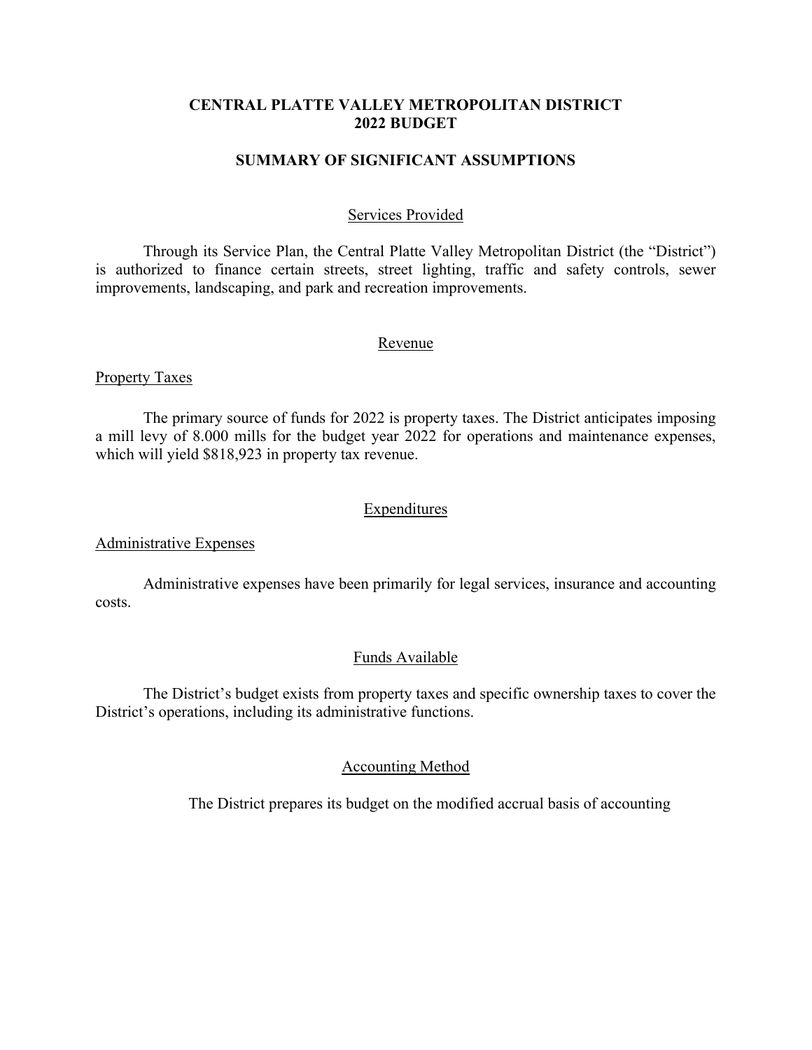# CENTRAL PLATTE VALLEY METROPOLITAN DISTRICT
# 2022 BUDGET

## SUMMARY OF SIGNIFICANT ASSUMPTIONS

### Services Provided

Through its Service Plan, the Central Platte Valley Metropolitan District (the "District") is authorized to finance certain streets, street lighting, traffic and safety controls, sewer improvements, landscaping, and park and recreation improvements.

### Revenue

#### Property Taxes

The primary source of funds for 2022 is property taxes. The District anticipates imposing a mill levy of 8.000 mills for the budget year 2022 for operations and maintenance expenses, which will yield $818,923 in property tax revenue.

### Expenditures

#### Administrative Expenses

Administrative expenses have been primarily for legal services, insurance and accounting costs.

### Funds Available

The District's budget exists from property taxes and specific ownership taxes to cover the District's operations, including its administrative functions.

### Accounting Method

The District prepares its budget on the modified accrual basis of accounting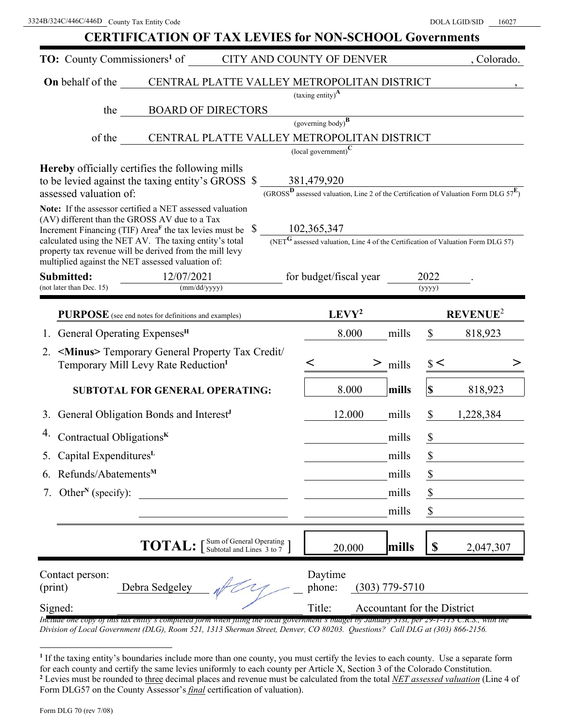3324B/324C/446C/446D County Tax Entity Code DOLA LGID/SID 16027

# CERTIFICATION OF TAX LEVIES for NON-SCHOOL Governments

**TO:** County Commissioners[1] of CITY AND COUNTY OF DENVER, Colorado.

**On** behalf of the CENTRAL PLATTE VALLEY METROPOLITAN DISTRICT,
(taxing entity)[A]

the BOARD OF DIRECTORS
(governing body)[B]

of the CENTRAL PLATTE VALLEY METROPOLITAN DISTRICT
(local government)[C]

**Hereby** officially certifies the following mills to be levied against the taxing entity's GROSS assessed valuation of: $ 381,479,920
(GROSS[D] assessed valuation, Line 2 of the Certification of Valuation Form DLG 57[E])

**Note:** If the assessor certified a NET assessed valuation (AV) different than the GROSS AV due to a Tax Increment Financing (TIF) Area[F] the tax levies must be calculated using the NET AV. The taxing entity's total property tax revenue will be derived from the mill levy multiplied against the NET assessed valuation of: $ 102,365,347
(NET[G] assessed valuation, Line 4 of the Certification of Valuation Form DLG 57)

**Submitted:** 12/07/2021 (mm/dd/yyyy) for budget/fiscal year 2022 (yyyy).
(not later than Dec. 15)

| **PURPOSE** (see end notes for definitions and examples) | **LEVY**[2] | | **REVENUE**[2] |
|---|---|---|---|
| 1. General Operating Expenses[H] | 8.000 | mills | $ 818,923 |
| 2. <Minus> Temporary General Property Tax Credit/ Temporary Mill Levy Rate Reduction[I] | < > | mills | $< > |
| **SUBTOTAL FOR GENERAL OPERATING:** | 8.000 | **mills** | **$** 818,923 |
| 3. General Obligation Bonds and Interest[J] | 12.000 | mills | $ 1,228,384 |
| 4. Contractual Obligations[K] | | mills | $ |
| 5. Capital Expenditures[L] | | mills | $ |
| 6. Refunds/Abatements[M] | | mills | $ |
| 7. Other[N] (specify): | | mills | $ |
| | | mills | $ |
| **TOTAL:** [ Sum of General Operating Subtotal and Lines 3 to 7 ] | 20.000 | **mills** | **$** 2,047,307 |

Contact person: (print) Debra Sedgeley Daytime phone: (303) 779-5710

Signed: Title: Accountant for the District

*Include one copy of this tax entity's completed form when filing the local government's budget by January 31st, per 29-1-113 C.R.S., with the Division of Local Government (DLG), Room 521, 1313 Sherman Street, Denver, CO 80203. Questions? Call DLG at (303) 866-2156.*

---

[1] If the taxing entity's boundaries include more than one county, you must certify the levies to each county. Use a separate form for each county and certify the same levies uniformly to each county per Article X, Section 3 of the Colorado Constitution.
[2] Levies must be rounded to three decimal places and revenue must be calculated from the total *NET assessed valuation* (Line 4 of Form DLG57 on the County Assessor's *final* certification of valuation).

Form DLG 70 (rev 7/08)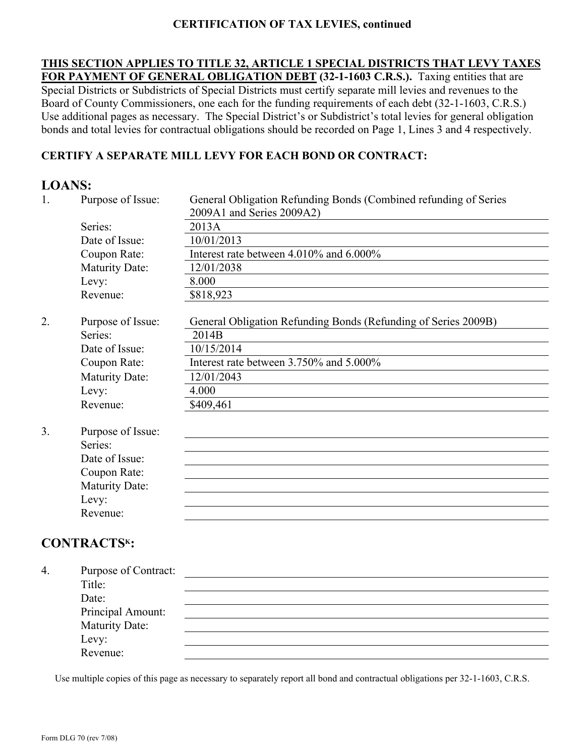**CERTIFICATION OF TAX LEVIES, continued**

**THIS SECTION APPLIES TO TITLE 32, ARTICLE 1 SPECIAL DISTRICTS THAT LEVY TAXES FOR PAYMENT OF GENERAL OBLIGATION DEBT (32-1-1603 C.R.S.).** Taxing entities that are Special Districts or Subdistricts of Special Districts must certify separate mill levies and revenues to the Board of County Commissioners, one each for the funding requirements of each debt (32-1-1603, C.R.S.) Use additional pages as necessary. The Special District's or Subdistrict's total levies for general obligation bonds and total levies for contractual obligations should be recorded on Page 1, Lines 3 and 4 respectively.

**CERTIFY A SEPARATE MILL LEVY FOR EACH BOND OR CONTRACT:**

## LOANS:

1. Purpose of Issue: General Obligation Refunding Bonds (Combined refunding of Series 2009A1 and Series 2009A2)
   Series: 2013A
   Date of Issue: 10/01/2013
   Coupon Rate: Interest rate between 4.010% and 6.000%
   Maturity Date: 12/01/2038
   Levy: 8.000
   Revenue: $818,923

2. Purpose of Issue: General Obligation Refunding Bonds (Refunding of Series 2009B)
   Series: 2014B
   Date of Issue: 10/15/2014
   Coupon Rate: Interest rate between 3.750% and 5.000%
   Maturity Date: 12/01/2043
   Levy: 4.000
   Revenue: $409,461

3. Purpose of Issue:
   Series:
   Date of Issue:
   Coupon Rate:
   Maturity Date:
   Levy:
   Revenue:

## CONTRACTS[K]:

4. Purpose of Contract:
   Title:
   Date:
   Principal Amount:
   Maturity Date:
   Levy:
   Revenue:

Use multiple copies of this page as necessary to separately report all bond and contractual obligations per 32-1-1603, C.R.S.

Form DLG 70 (rev 7/08)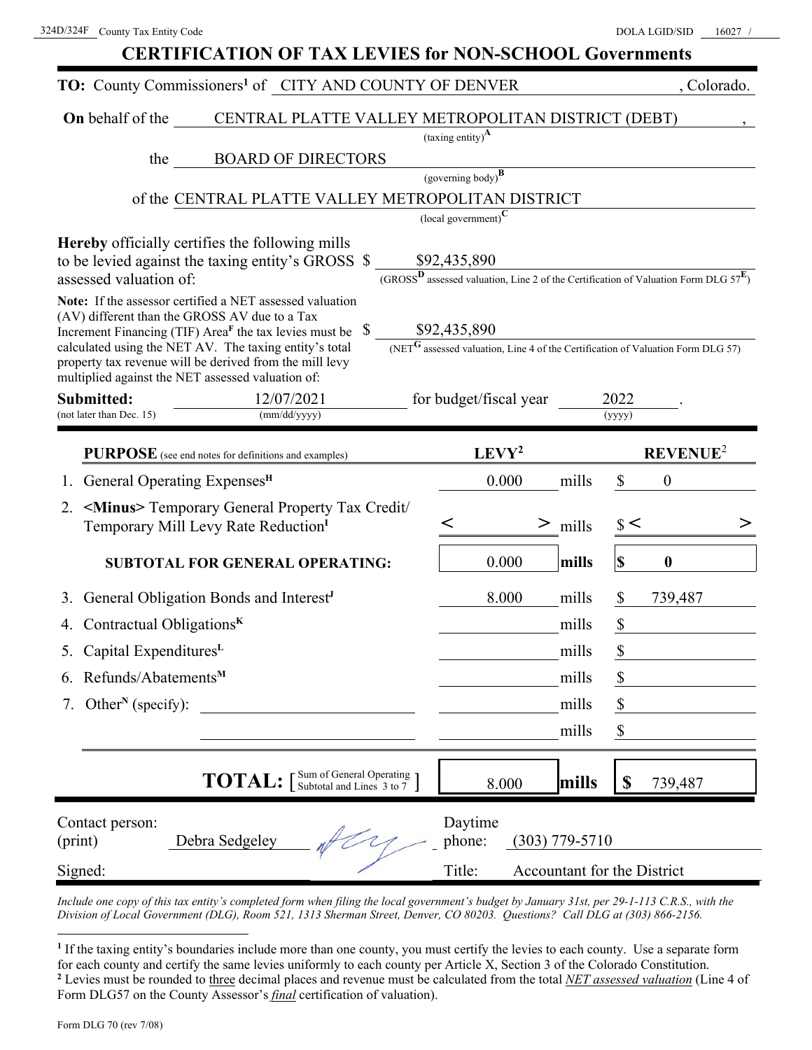324D/324F County Tax Entity Code DOLA LGID/SID 16027 /

# CERTIFICATION OF TAX LEVIES for NON-SCHOOL Governments

**TO:** County Commissioners[1] of CITY AND COUNTY OF DENVER, Colorado.

**On** behalf of the CENTRAL PLATTE VALLEY METROPOLITAN DISTRICT (DEBT),
(taxing entity)[A]

the BOARD OF DIRECTORS
(governing body)[B]

of the CENTRAL PLATTE VALLEY METROPOLITAN DISTRICT
(local government)[C]

**Hereby** officially certifies the following mills to be levied against the taxing entity's GROSS assessed valuation of: $ $92,435,890
(GROSS[D] assessed valuation, Line 2 of the Certification of Valuation Form DLG 57[E])

**Note:** If the assessor certified a NET assessed valuation (AV) different than the GROSS AV due to a Tax Increment Financing (TIF) Area[F] the tax levies must be calculated using the NET AV. The taxing entity's total property tax revenue will be derived from the mill levy multiplied against the NET assessed valuation of: $ $92,435,890
(NET[G] assessed valuation, Line 4 of the Certification of Valuation Form DLG 57)

**Submitted:** 12/07/2021 for budget/fiscal year 2022.
(not later than Dec. 15) (mm/dd/yyyy) (yyyy)

| **PURPOSE** (see end notes for definitions and examples) | **LEVY**[2] | | **REVENUE**[2] |
|---|---|---|---|
| 1. General Operating Expenses[H] | 0.000 | mills | $ 0 |
| 2. **<Minus>** Temporary General Property Tax Credit/ Temporary Mill Levy Rate Reduction[I] | < > | mills | $ < > |
| **SUBTOTAL FOR GENERAL OPERATING:** | 0.000 | **mills** | **$ 0** |
| 3. General Obligation Bonds and Interest[J] | 8.000 | mills | $ 739,487 |
| 4. Contractual Obligations[K] | | mills | $ |
| 5. Capital Expenditures[L] | | mills | $ |
| 6. Refunds/Abatements[M] | | mills | $ |
| 7. Other[N] (specify): | | mills | $ |
| | | mills | $ |
| **TOTAL:** [ Sum of General Operating Subtotal and Lines 3 to 7 ] | 8.000 | **mills** | **$** 739,487 |

Contact person: (print) Debra Sedgeley Daytime phone: (303) 779-5710

Signed: Title: Accountant for the District

*Include one copy of this tax entity's completed form when filing the local government's budget by January 31st, per 29-1-113 C.R.S., with the Division of Local Government (DLG), Room 521, 1313 Sherman Street, Denver, CO 80203. Questions? Call DLG at (303) 866-2156.*

[1] If the taxing entity's boundaries include more than one county, you must certify the levies to each county. Use a separate form for each county and certify the same levies uniformly to each county per Article X, Section 3 of the Colorado Constitution.
[2] Levies must be rounded to three decimal places and revenue must be calculated from the total *NET assessed valuation* (Line 4 of Form DLG57 on the County Assessor's *final* certification of valuation).

Form DLG 70 (rev 7/08)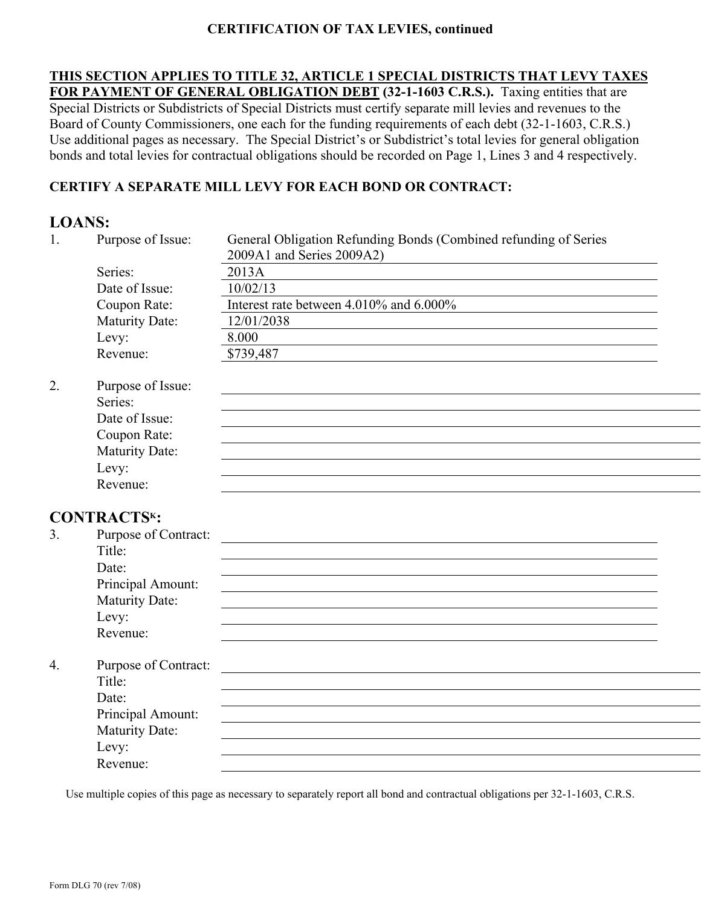**CERTIFICATION OF TAX LEVIES, continued**

**THIS SECTION APPLIES TO TITLE 32, ARTICLE 1 SPECIAL DISTRICTS THAT LEVY TAXES FOR PAYMENT OF GENERAL OBLIGATION DEBT (32-1-1603 C.R.S.).** Taxing entities that are Special Districts or Subdistricts of Special Districts must certify separate mill levies and revenues to the Board of County Commissioners, one each for the funding requirements of each debt (32-1-1603, C.R.S.) Use additional pages as necessary. The Special District's or Subdistrict's total levies for general obligation bonds and total levies for contractual obligations should be recorded on Page 1, Lines 3 and 4 respectively.

**CERTIFY A SEPARATE MILL LEVY FOR EACH BOND OR CONTRACT:**

## LOANS:

1. Purpose of Issue: General Obligation Refunding Bonds (Combined refunding of Series 2009A1 and Series 2009A2)
   Series: 2013A
   Date of Issue: 10/02/13
   Coupon Rate: Interest rate between 4.010% and 6.000%
   Maturity Date: 12/01/2038
   Levy: 8.000
   Revenue: $739,487

2. Purpose of Issue: 
   Series: 
   Date of Issue: 
   Coupon Rate: 
   Maturity Date: 
   Levy: 
   Revenue: 

## CONTRACTS[K]:

3. Purpose of Contract: 
   Title: 
   Date: 
   Principal Amount: 
   Maturity Date: 
   Levy: 
   Revenue: 

4. Purpose of Contract: 
   Title: 
   Date: 
   Principal Amount: 
   Maturity Date: 
   Levy: 
   Revenue: 

Use multiple copies of this page as necessary to separately report all bond and contractual obligations per 32-1-1603, C.R.S.

Form DLG 70 (rev 7/08)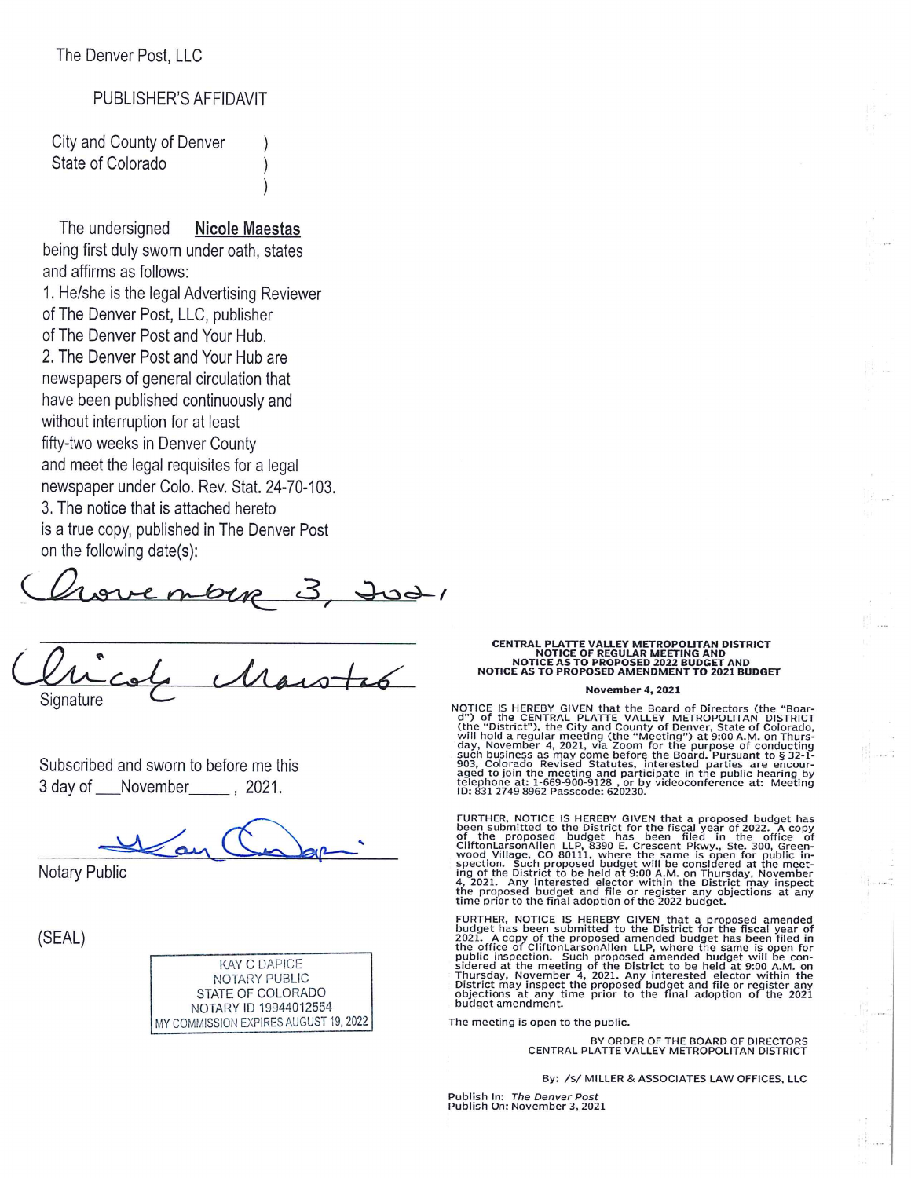The Denver Post, LLC

PUBLISHER'S AFFIDAVIT

City and County of Denver )
State of Colorado )
)

The undersigned **Nicole Maestas** being first duly sworn under oath, states and affirms as follows:

1. He/she is the legal Advertising Reviewer of The Denver Post, LLC, publisher of The Denver Post and Your Hub.
2. The Denver Post and Your Hub are newspapers of general circulation that have been published continuously and without interruption for at least fifty-two weeks in Denver County and meet the legal requisites for a legal newspaper under Colo. Rev. Stat. 24-70-103.
3. The notice that is attached hereto is a true copy, published in The Denver Post on the following date(s):

November 3, 2021

Nicole Maestas
Signature

Subscribed and sworn to before me this 3 day of November, 2021.

Kay Dapice
Notary Public

(SEAL)

KAY C DAPICE
NOTARY PUBLIC
STATE OF COLORADO
NOTARY ID 19944012554
MY COMMISSION EXPIRES AUGUST 19, 2022

**CENTRAL PLATTE VALLEY METROPOLITAN DISTRICT**
**NOTICE OF REGULAR MEETING AND**
**NOTICE AS TO PROPOSED 2022 BUDGET AND**
**NOTICE AS TO PROPOSED AMENDMENT TO 2021 BUDGET**

**November 4, 2021**

NOTICE IS HEREBY GIVEN that the Board of Directors (the "Board") of the CENTRAL PLATTE VALLEY METROPOLITAN DISTRICT (the "District"), the City and County of Denver, State of Colorado, will hold a regular meeting (the "Meeting") at 9:00 A.M. on Thursday, November 4, 2021, via Zoom for the purpose of conducting such business as may come before the Board. Pursuant to § 32-1-903, Colorado Revised Statutes, interested parties are encouraged to join the meeting and participate in the public hearing by telephone at: 1-669-900-9128 , or by videoconference at: Meeting ID: 831 2749 8962 Passcode: 620230.

FURTHER, NOTICE IS HEREBY GIVEN that a proposed budget has been submitted to the District for the fiscal year of 2022. A copy of the proposed budget has been filed in the office of CliftonLarsonAllen LLP, 8390 E. Crescent Pkwy., Ste. 300, Greenwood Village, CO 80111, where the same is open for public inspection. Such proposed budget will be considered at the meeting of the District to be held at 9:00 A.M. on Thursday, November 4, 2021. Any interested elector within the District may inspect the proposed budget and file or register any objections at any time prior to the final adoption of the 2022 budget.

FURTHER, NOTICE IS HEREBY GIVEN that a proposed amended budget has been submitted to the District for the fiscal year of 2021. A copy of the proposed amended budget has been filed in the office of CliftonLarsonAllen LLP, where the same is open for public inspection. Such proposed amended budget will be considered at the meeting of the District to be held at 9:00 A.M. on Thursday, November 4, 2021. Any interested elector within the District may inspect the proposed budget and file or register any objections at any time prior to the final adoption of the 2021 budget amendment.

The meeting is open to the public.

BY ORDER OF THE BOARD OF DIRECTORS
CENTRAL PLATTE VALLEY METROPOLITAN DISTRICT

By: /S/ MILLER & ASSOCIATES LAW OFFICES, LLC

Publish In: *The Denver Post*
Publish On: November 3, 2021